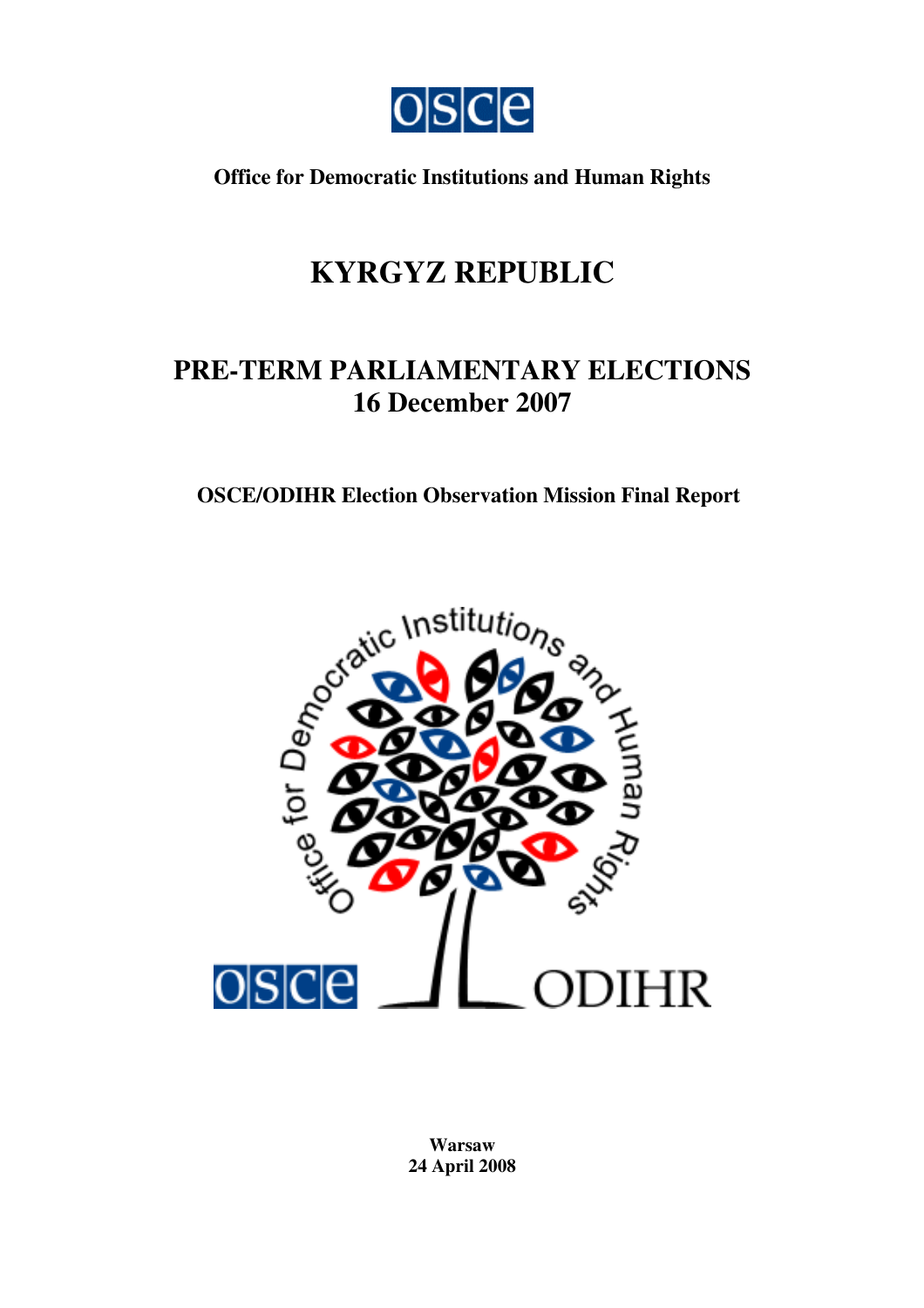**Office for Democratic Institutions and Human Rights**

# KYRGYZ REPUBLIC

## PRE-TERM PARLIAMENTARY ELECTIONS
## 16 December 2007

### OSCE/ODIHR Election Observation Mission Final Report

Warsaw
24 April 2008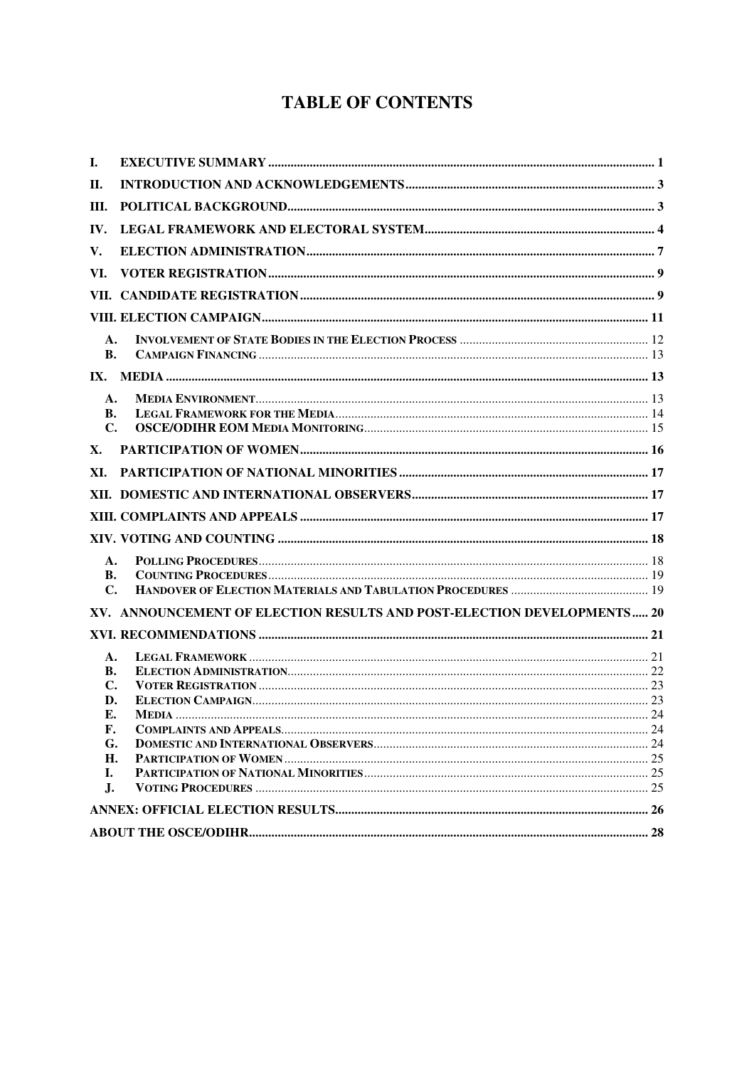# TABLE OF CONTENTS

I. EXECUTIVE SUMMARY ..... 1

II. INTRODUCTION AND ACKNOWLEDGEMENTS ..... 3

III. POLITICAL BACKGROUND ..... 3

IV. LEGAL FRAMEWORK AND ELECTORAL SYSTEM ..... 4

V. ELECTION ADMINISTRATION ..... 7

VI. VOTER REGISTRATION ..... 9

VII. CANDIDATE REGISTRATION ..... 9

VIII. ELECTION CAMPAIGN ..... 11

- A. INVOLVEMENT OF STATE BODIES IN THE ELECTION PROCESS ..... 12
- B. CAMPAIGN FINANCING ..... 13

IX. MEDIA ..... 13

- A. MEDIA ENVIRONMENT ..... 13
- B. LEGAL FRAMEWORK FOR THE MEDIA ..... 14
- C. OSCE/ODIHR EOM MEDIA MONITORING ..... 15

X. PARTICIPATION OF WOMEN ..... 16

XI. PARTICIPATION OF NATIONAL MINORITIES ..... 17

XII. DOMESTIC AND INTERNATIONAL OBSERVERS ..... 17

XIII. COMPLAINTS AND APPEALS ..... 17

XIV. VOTING AND COUNTING ..... 18

- A. POLLING PROCEDURES ..... 18
- B. COUNTING PROCEDURES ..... 19
- C. HANDOVER OF ELECTION MATERIALS AND TABULATION PROCEDURES ..... 19

XV. ANNOUNCEMENT OF ELECTION RESULTS AND POST-ELECTION DEVELOPMENTS ..... 20

XVI. RECOMMENDATIONS ..... 21

- A. LEGAL FRAMEWORK ..... 21
- B. ELECTION ADMINISTRATION ..... 22
- C. VOTER REGISTRATION ..... 23
- D. ELECTION CAMPAIGN ..... 23
- E. MEDIA ..... 24
- F. COMPLAINTS AND APPEALS ..... 24
- G. DOMESTIC AND INTERNATIONAL OBSERVERS ..... 24
- H. PARTICIPATION OF WOMEN ..... 25
- I. PARTICIPATION OF NATIONAL MINORITIES ..... 25
- J. VOTING PROCEDURES ..... 25

ANNEX: OFFICIAL ELECTION RESULTS ..... 26

ABOUT THE OSCE/ODIHR ..... 28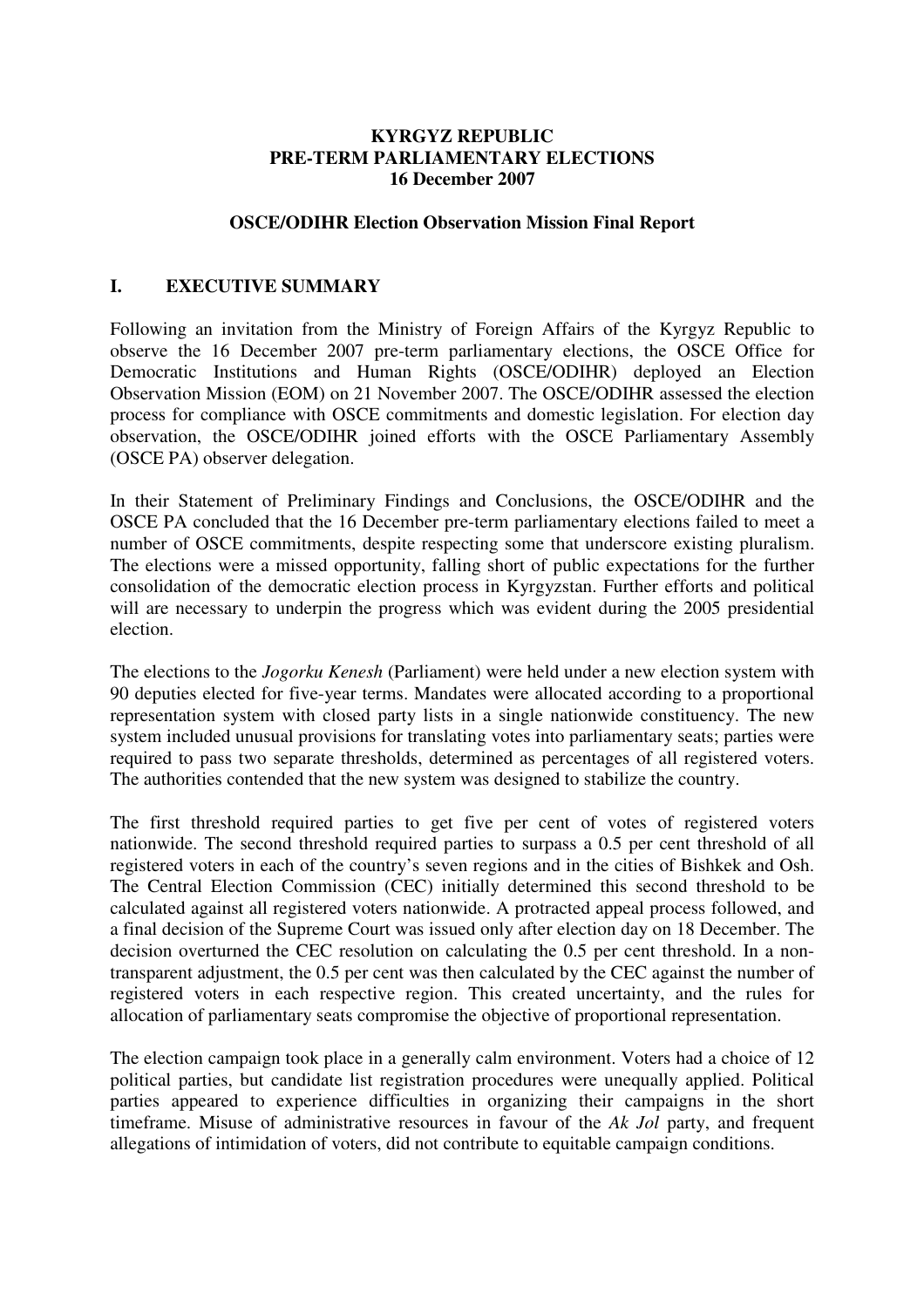**KYRGYZ REPUBLIC**
**PRE-TERM PARLIAMENTARY ELECTIONS**
**16 December 2007**

**OSCE/ODIHR Election Observation Mission Final Report**

## I. EXECUTIVE SUMMARY

Following an invitation from the Ministry of Foreign Affairs of the Kyrgyz Republic to observe the 16 December 2007 pre-term parliamentary elections, the OSCE Office for Democratic Institutions and Human Rights (OSCE/ODIHR) deployed an Election Observation Mission (EOM) on 21 November 2007. The OSCE/ODIHR assessed the election process for compliance with OSCE commitments and domestic legislation. For election day observation, the OSCE/ODIHR joined efforts with the OSCE Parliamentary Assembly (OSCE PA) observer delegation.

In their Statement of Preliminary Findings and Conclusions, the OSCE/ODIHR and the OSCE PA concluded that the 16 December pre-term parliamentary elections failed to meet a number of OSCE commitments, despite respecting some that underscore existing pluralism. The elections were a missed opportunity, falling short of public expectations for the further consolidation of the democratic election process in Kyrgyzstan. Further efforts and political will are necessary to underpin the progress which was evident during the 2005 presidential election.

The elections to the *Jogorku Kenesh* (Parliament) were held under a new election system with 90 deputies elected for five-year terms. Mandates were allocated according to a proportional representation system with closed party lists in a single nationwide constituency. The new system included unusual provisions for translating votes into parliamentary seats; parties were required to pass two separate thresholds, determined as percentages of all registered voters. The authorities contended that the new system was designed to stabilize the country.

The first threshold required parties to get five per cent of votes of registered voters nationwide. The second threshold required parties to surpass a 0.5 per cent threshold of all registered voters in each of the country's seven regions and in the cities of Bishkek and Osh. The Central Election Commission (CEC) initially determined this second threshold to be calculated against all registered voters nationwide. A protracted appeal process followed, and a final decision of the Supreme Court was issued only after election day on 18 December. The decision overturned the CEC resolution on calculating the 0.5 per cent threshold. In a non-transparent adjustment, the 0.5 per cent was then calculated by the CEC against the number of registered voters in each respective region. This created uncertainty, and the rules for allocation of parliamentary seats compromise the objective of proportional representation.

The election campaign took place in a generally calm environment. Voters had a choice of 12 political parties, but candidate list registration procedures were unequally applied. Political parties appeared to experience difficulties in organizing their campaigns in the short timeframe. Misuse of administrative resources in favour of the *Ak Jol* party, and frequent allegations of intimidation of voters, did not contribute to equitable campaign conditions.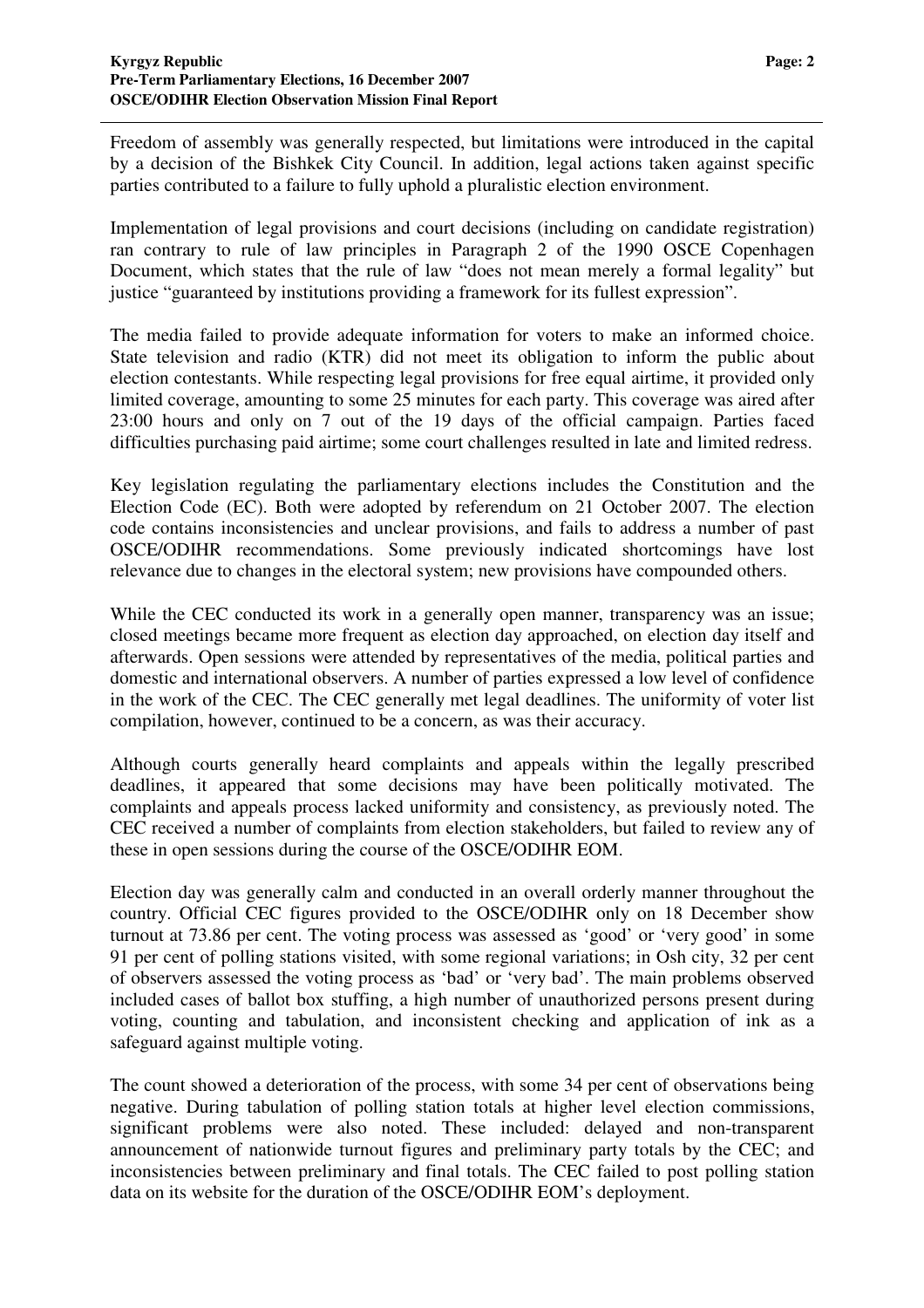Freedom of assembly was generally respected, but limitations were introduced in the capital by a decision of the Bishkek City Council. In addition, legal actions taken against specific parties contributed to a failure to fully uphold a pluralistic election environment.

Implementation of legal provisions and court decisions (including on candidate registration) ran contrary to rule of law principles in Paragraph 2 of the 1990 OSCE Copenhagen Document, which states that the rule of law "does not mean merely a formal legality" but justice "guaranteed by institutions providing a framework for its fullest expression".

The media failed to provide adequate information for voters to make an informed choice. State television and radio (KTR) did not meet its obligation to inform the public about election contestants. While respecting legal provisions for free equal airtime, it provided only limited coverage, amounting to some 25 minutes for each party. This coverage was aired after 23:00 hours and only on 7 out of the 19 days of the official campaign. Parties faced difficulties purchasing paid airtime; some court challenges resulted in late and limited redress.

Key legislation regulating the parliamentary elections includes the Constitution and the Election Code (EC). Both were adopted by referendum on 21 October 2007. The election code contains inconsistencies and unclear provisions, and fails to address a number of past OSCE/ODIHR recommendations. Some previously indicated shortcomings have lost relevance due to changes in the electoral system; new provisions have compounded others.

While the CEC conducted its work in a generally open manner, transparency was an issue; closed meetings became more frequent as election day approached, on election day itself and afterwards. Open sessions were attended by representatives of the media, political parties and domestic and international observers. A number of parties expressed a low level of confidence in the work of the CEC. The CEC generally met legal deadlines. The uniformity of voter list compilation, however, continued to be a concern, as was their accuracy.

Although courts generally heard complaints and appeals within the legally prescribed deadlines, it appeared that some decisions may have been politically motivated. The complaints and appeals process lacked uniformity and consistency, as previously noted. The CEC received a number of complaints from election stakeholders, but failed to review any of these in open sessions during the course of the OSCE/ODIHR EOM.

Election day was generally calm and conducted in an overall orderly manner throughout the country. Official CEC figures provided to the OSCE/ODIHR only on 18 December show turnout at 73.86 per cent. The voting process was assessed as 'good' or 'very good' in some 91 per cent of polling stations visited, with some regional variations; in Osh city, 32 per cent of observers assessed the voting process as 'bad' or 'very bad'. The main problems observed included cases of ballot box stuffing, a high number of unauthorized persons present during voting, counting and tabulation, and inconsistent checking and application of ink as a safeguard against multiple voting.

The count showed a deterioration of the process, with some 34 per cent of observations being negative. During tabulation of polling station totals at higher level election commissions, significant problems were also noted. These included: delayed and non-transparent announcement of nationwide turnout figures and preliminary party totals by the CEC; and inconsistencies between preliminary and final totals. The CEC failed to post polling station data on its website for the duration of the OSCE/ODIHR EOM's deployment.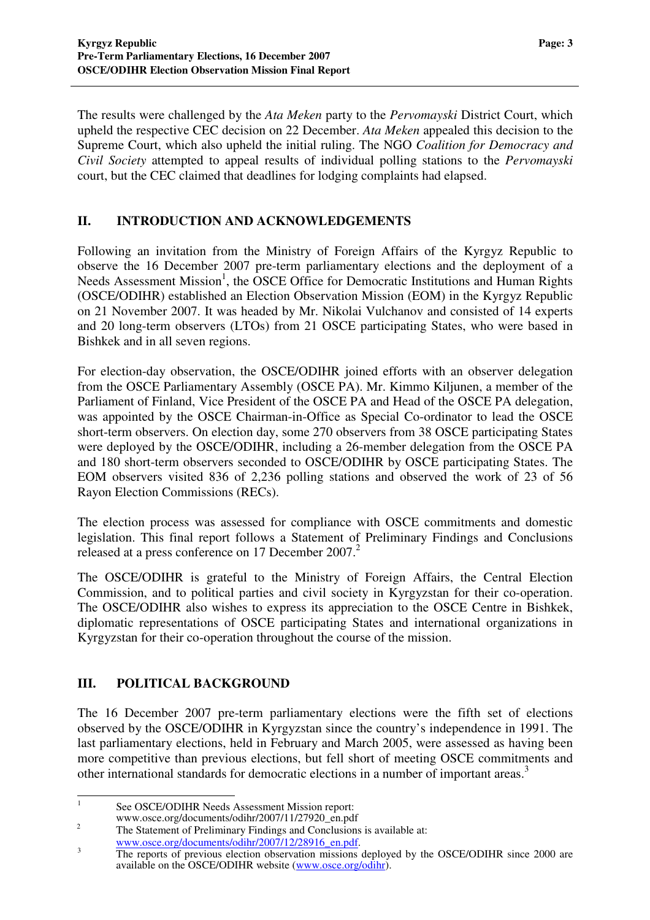The results were challenged by the *Ata Meken* party to the *Pervomayski* District Court, which upheld the respective CEC decision on 22 December. *Ata Meken* appealed this decision to the Supreme Court, which also upheld the initial ruling. The NGO *Coalition for Democracy and Civil Society* attempted to appeal results of individual polling stations to the *Pervomayski* court, but the CEC claimed that deadlines for lodging complaints had elapsed.

## II. INTRODUCTION AND ACKNOWLEDGEMENTS

Following an invitation from the Ministry of Foreign Affairs of the Kyrgyz Republic to observe the 16 December 2007 pre-term parliamentary elections and the deployment of a Needs Assessment Mission[1], the OSCE Office for Democratic Institutions and Human Rights (OSCE/ODIHR) established an Election Observation Mission (EOM) in the Kyrgyz Republic on 21 November 2007. It was headed by Mr. Nikolai Vulchanov and consisted of 14 experts and 20 long-term observers (LTOs) from 21 OSCE participating States, who were based in Bishkek and in all seven regions.

For election-day observation, the OSCE/ODIHR joined efforts with an observer delegation from the OSCE Parliamentary Assembly (OSCE PA). Mr. Kimmo Kiljunen, a member of the Parliament of Finland, Vice President of the OSCE PA and Head of the OSCE PA delegation, was appointed by the OSCE Chairman-in-Office as Special Co-ordinator to lead the OSCE short-term observers. On election day, some 270 observers from 38 OSCE participating States were deployed by the OSCE/ODIHR, including a 26-member delegation from the OSCE PA and 180 short-term observers seconded to OSCE/ODIHR by OSCE participating States. The EOM observers visited 836 of 2,236 polling stations and observed the work of 23 of 56 Rayon Election Commissions (RECs).

The election process was assessed for compliance with OSCE commitments and domestic legislation. This final report follows a Statement of Preliminary Findings and Conclusions released at a press conference on 17 December 2007.[2]

The OSCE/ODIHR is grateful to the Ministry of Foreign Affairs, the Central Election Commission, and to political parties and civil society in Kyrgyzstan for their co-operation. The OSCE/ODIHR also wishes to express its appreciation to the OSCE Centre in Bishkek, diplomatic representations of OSCE participating States and international organizations in Kyrgyzstan for their co-operation throughout the course of the mission.

## III. POLITICAL BACKGROUND

The 16 December 2007 pre-term parliamentary elections were the fifth set of elections observed by the OSCE/ODIHR in Kyrgyzstan since the country's independence in 1991. The last parliamentary elections, held in February and March 2005, were assessed as having been more competitive than previous elections, but fell short of meeting OSCE commitments and other international standards for democratic elections in a number of important areas.[3]

---

[1] See OSCE/ODIHR Needs Assessment Mission report: www.osce.org/documents/odihr/2007/11/27920_en.pdf

[2] The Statement of Preliminary Findings and Conclusions is available at: www.osce.org/documents/odihr/2007/12/28916_en.pdf.

[3] The reports of previous election observation missions deployed by the OSCE/ODIHR since 2000 are available on the OSCE/ODIHR website (www.osce.org/odihr).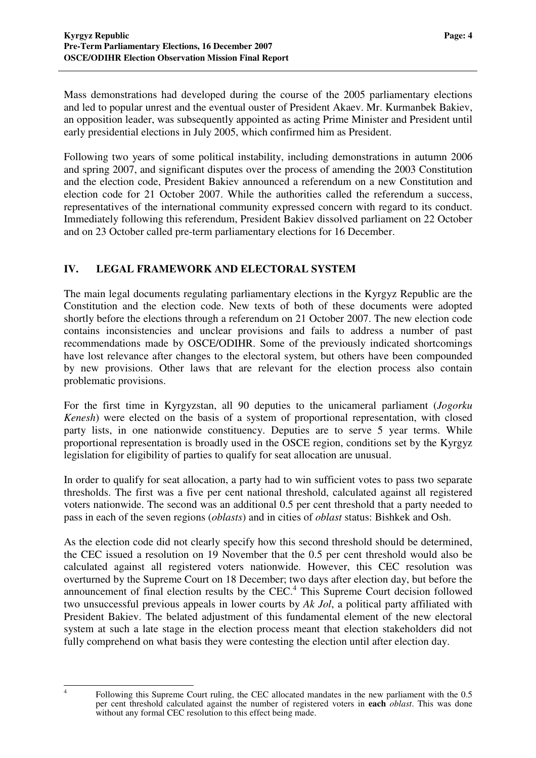Mass demonstrations had developed during the course of the 2005 parliamentary elections and led to popular unrest and the eventual ouster of President Akaev. Mr. Kurmanbek Bakiev, an opposition leader, was subsequently appointed as acting Prime Minister and President until early presidential elections in July 2005, which confirmed him as President.

Following two years of some political instability, including demonstrations in autumn 2006 and spring 2007, and significant disputes over the process of amending the 2003 Constitution and the election code, President Bakiev announced a referendum on a new Constitution and election code for 21 October 2007. While the authorities called the referendum a success, representatives of the international community expressed concern with regard to its conduct. Immediately following this referendum, President Bakiev dissolved parliament on 22 October and on 23 October called pre-term parliamentary elections for 16 December.

## IV. LEGAL FRAMEWORK AND ELECTORAL SYSTEM

The main legal documents regulating parliamentary elections in the Kyrgyz Republic are the Constitution and the election code. New texts of both of these documents were adopted shortly before the elections through a referendum on 21 October 2007. The new election code contains inconsistencies and unclear provisions and fails to address a number of past recommendations made by OSCE/ODIHR. Some of the previously indicated shortcomings have lost relevance after changes to the electoral system, but others have been compounded by new provisions. Other laws that are relevant for the election process also contain problematic provisions.

For the first time in Kyrgyzstan, all 90 deputies to the unicameral parliament (*Jogorku Kenesh*) were elected on the basis of a system of proportional representation, with closed party lists, in one nationwide constituency. Deputies are to serve 5 year terms. While proportional representation is broadly used in the OSCE region, conditions set by the Kyrgyz legislation for eligibility of parties to qualify for seat allocation are unusual.

In order to qualify for seat allocation, a party had to win sufficient votes to pass two separate thresholds. The first was a five per cent national threshold, calculated against all registered voters nationwide. The second was an additional 0.5 per cent threshold that a party needed to pass in each of the seven regions (*oblasts*) and in cities of *oblast* status: Bishkek and Osh.

As the election code did not clearly specify how this second threshold should be determined, the CEC issued a resolution on 19 November that the 0.5 per cent threshold would also be calculated against all registered voters nationwide. However, this CEC resolution was overturned by the Supreme Court on 18 December; two days after election day, but before the announcement of final election results by the CEC.[4] This Supreme Court decision followed two unsuccessful previous appeals in lower courts by *Ak Jol*, a political party affiliated with President Bakiev. The belated adjustment of this fundamental element of the new electoral system at such a late stage in the election process meant that election stakeholders did not fully comprehend on what basis they were contesting the election until after election day.

---

[4] Following this Supreme Court ruling, the CEC allocated mandates in the new parliament with the 0.5 per cent threshold calculated against the number of registered voters in **each** *oblast*. This was done without any formal CEC resolution to this effect being made.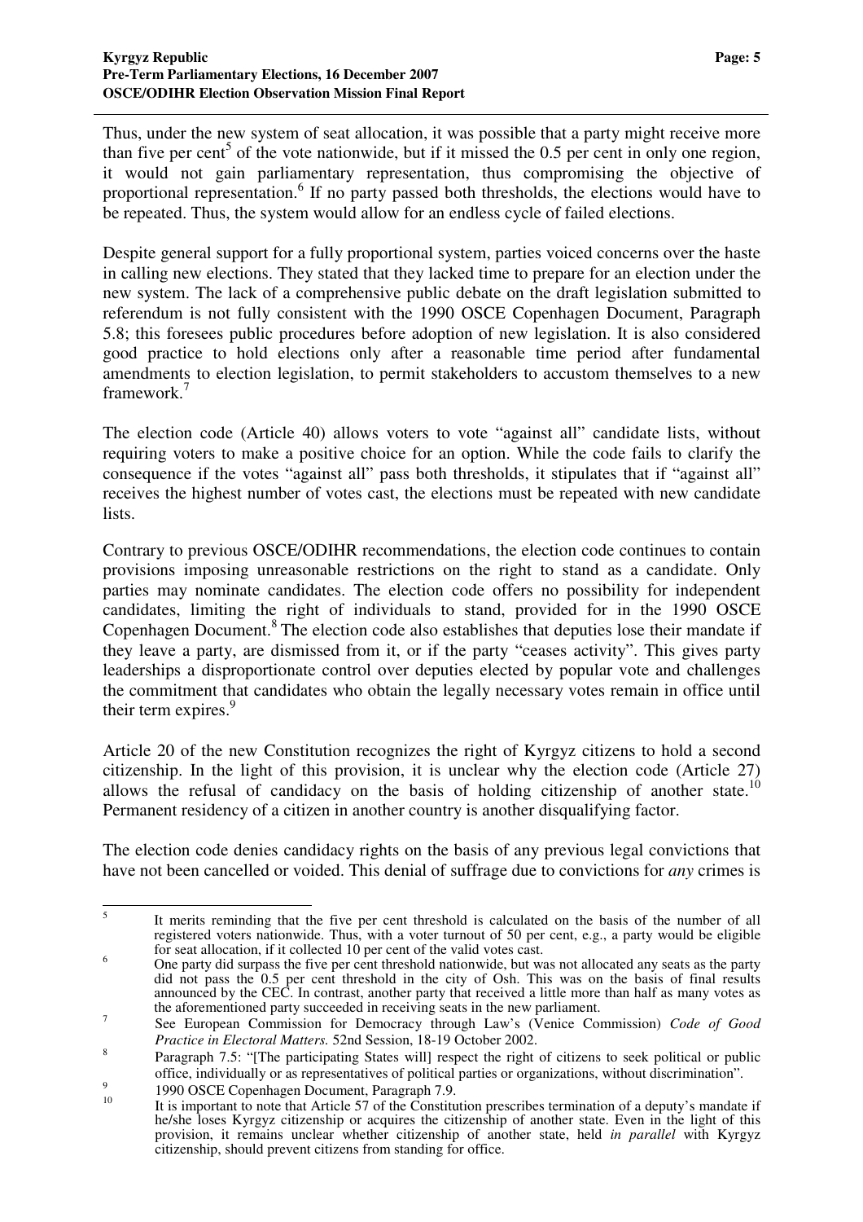Thus, under the new system of seat allocation, it was possible that a party might receive more than five per cent[5] of the vote nationwide, but if it missed the 0.5 per cent in only one region, it would not gain parliamentary representation, thus compromising the objective of proportional representation.[6] If no party passed both thresholds, the elections would have to be repeated. Thus, the system would allow for an endless cycle of failed elections.

Despite general support for a fully proportional system, parties voiced concerns over the haste in calling new elections. They stated that they lacked time to prepare for an election under the new system. The lack of a comprehensive public debate on the draft legislation submitted to referendum is not fully consistent with the 1990 OSCE Copenhagen Document, Paragraph 5.8; this foresees public procedures before adoption of new legislation. It is also considered good practice to hold elections only after a reasonable time period after fundamental amendments to election legislation, to permit stakeholders to accustom themselves to a new framework.[7]

The election code (Article 40) allows voters to vote "against all" candidate lists, without requiring voters to make a positive choice for an option. While the code fails to clarify the consequence if the votes "against all" pass both thresholds, it stipulates that if "against all" receives the highest number of votes cast, the elections must be repeated with new candidate lists.

Contrary to previous OSCE/ODIHR recommendations, the election code continues to contain provisions imposing unreasonable restrictions on the right to stand as a candidate. Only parties may nominate candidates. The election code offers no possibility for independent candidates, limiting the right of individuals to stand, provided for in the 1990 OSCE Copenhagen Document.[8] The election code also establishes that deputies lose their mandate if they leave a party, are dismissed from it, or if the party "ceases activity". This gives party leaderships a disproportionate control over deputies elected by popular vote and challenges the commitment that candidates who obtain the legally necessary votes remain in office until their term expires.[9]

Article 20 of the new Constitution recognizes the right of Kyrgyz citizens to hold a second citizenship. In the light of this provision, it is unclear why the election code (Article 27) allows the refusal of candidacy on the basis of holding citizenship of another state.[10] Permanent residency of a citizen in another country is another disqualifying factor.

The election code denies candidacy rights on the basis of any previous legal convictions that have not been cancelled or voided. This denial of suffrage due to convictions for *any* crimes is

---

[5] It merits reminding that the five per cent threshold is calculated on the basis of the number of all registered voters nationwide. Thus, with a voter turnout of 50 per cent, e.g., a party would be eligible for seat allocation, if it collected 10 per cent of the valid votes cast.

[6] One party did surpass the five per cent threshold nationwide, but was not allocated any seats as the party did not pass the 0.5 per cent threshold in the city of Osh. This was on the basis of final results announced by the CEC. In contrast, another party that received a little more than half as many votes as the aforementioned party succeeded in receiving seats in the new parliament.

[7] See European Commission for Democracy through Law's (Venice Commission) *Code of Good Practice in Electoral Matters.* 52nd Session, 18-19 October 2002.

[8] Paragraph 7.5: "[The participating States will] respect the right of citizens to seek political or public office, individually or as representatives of political parties or organizations, without discrimination".

[9] 1990 OSCE Copenhagen Document, Paragraph 7.9.

[10] It is important to note that Article 57 of the Constitution prescribes termination of a deputy's mandate if he/she loses Kyrgyz citizenship or acquires the citizenship of another state. Even in the light of this provision, it remains unclear whether citizenship of another state, held *in parallel* with Kyrgyz citizenship, should prevent citizens from standing for office.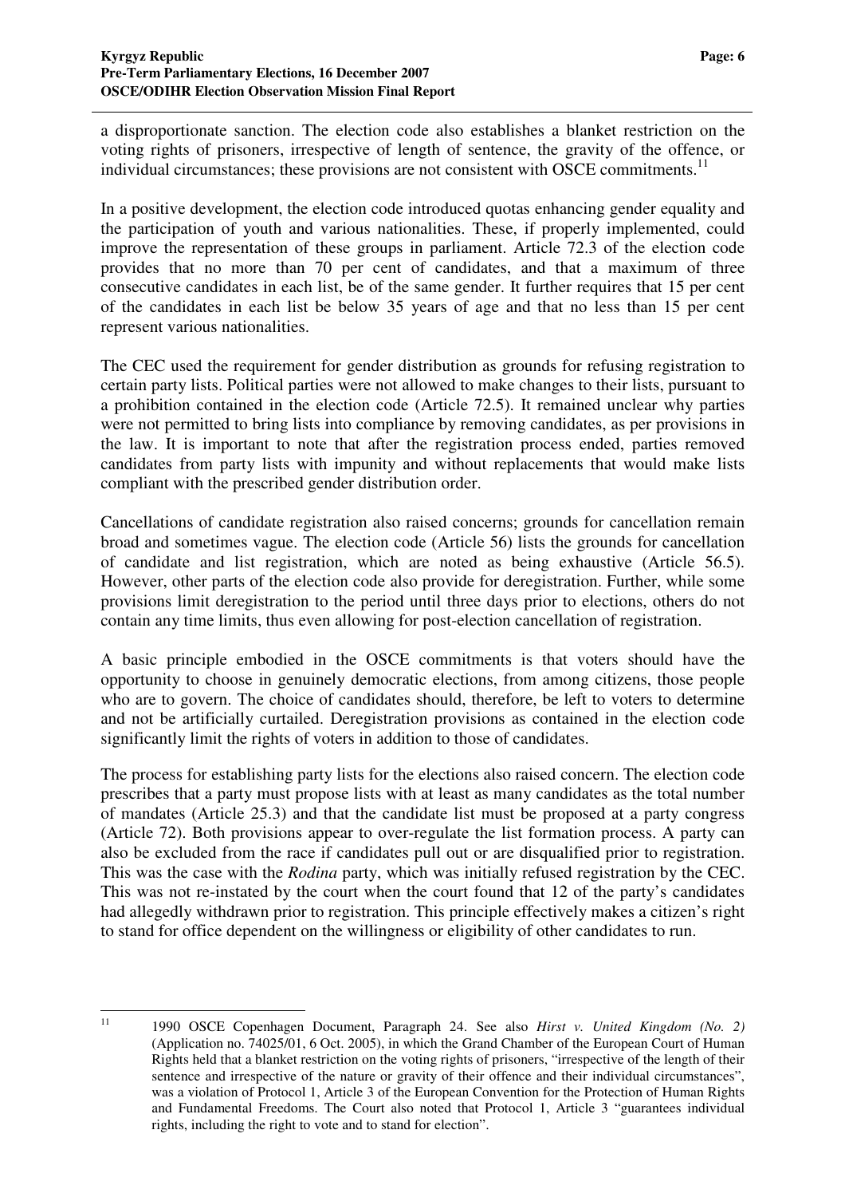a disproportionate sanction. The election code also establishes a blanket restriction on the voting rights of prisoners, irrespective of length of sentence, the gravity of the offence, or individual circumstances; these provisions are not consistent with OSCE commitments.[11]

In a positive development, the election code introduced quotas enhancing gender equality and the participation of youth and various nationalities. These, if properly implemented, could improve the representation of these groups in parliament. Article 72.3 of the election code provides that no more than 70 per cent of candidates, and that a maximum of three consecutive candidates in each list, be of the same gender. It further requires that 15 per cent of the candidates in each list be below 35 years of age and that no less than 15 per cent represent various nationalities.

The CEC used the requirement for gender distribution as grounds for refusing registration to certain party lists. Political parties were not allowed to make changes to their lists, pursuant to a prohibition contained in the election code (Article 72.5). It remained unclear why parties were not permitted to bring lists into compliance by removing candidates, as per provisions in the law. It is important to note that after the registration process ended, parties removed candidates from party lists with impunity and without replacements that would make lists compliant with the prescribed gender distribution order.

Cancellations of candidate registration also raised concerns; grounds for cancellation remain broad and sometimes vague. The election code (Article 56) lists the grounds for cancellation of candidate and list registration, which are noted as being exhaustive (Article 56.5). However, other parts of the election code also provide for deregistration. Further, while some provisions limit deregistration to the period until three days prior to elections, others do not contain any time limits, thus even allowing for post-election cancellation of registration.

A basic principle embodied in the OSCE commitments is that voters should have the opportunity to choose in genuinely democratic elections, from among citizens, those people who are to govern. The choice of candidates should, therefore, be left to voters to determine and not be artificially curtailed. Deregistration provisions as contained in the election code significantly limit the rights of voters in addition to those of candidates.

The process for establishing party lists for the elections also raised concern. The election code prescribes that a party must propose lists with at least as many candidates as the total number of mandates (Article 25.3) and that the candidate list must be proposed at a party congress (Article 72). Both provisions appear to over-regulate the list formation process. A party can also be excluded from the race if candidates pull out or are disqualified prior to registration. This was the case with the *Rodina* party, which was initially refused registration by the CEC. This was not re-instated by the court when the court found that 12 of the party's candidates had allegedly withdrawn prior to registration. This principle effectively makes a citizen's right to stand for office dependent on the willingness or eligibility of other candidates to run.

---

[11] 1990 OSCE Copenhagen Document, Paragraph 24. See also *Hirst v. United Kingdom (No. 2)* (Application no. 74025/01, 6 Oct. 2005), in which the Grand Chamber of the European Court of Human Rights held that a blanket restriction on the voting rights of prisoners, "irrespective of the length of their sentence and irrespective of the nature or gravity of their offence and their individual circumstances", was a violation of Protocol 1, Article 3 of the European Convention for the Protection of Human Rights and Fundamental Freedoms. The Court also noted that Protocol 1, Article 3 "guarantees individual rights, including the right to vote and to stand for election".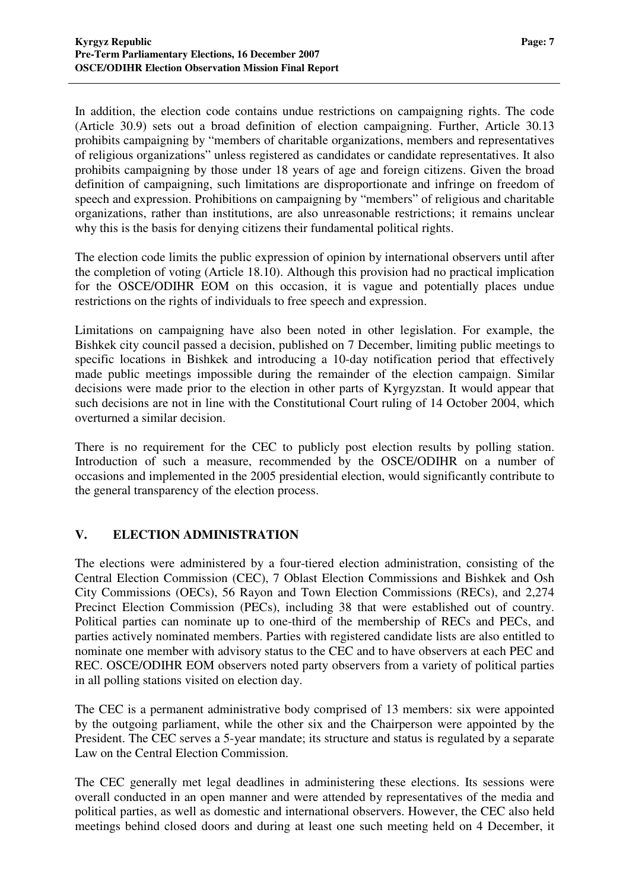In addition, the election code contains undue restrictions on campaigning rights. The code (Article 30.9) sets out a broad definition of election campaigning. Further, Article 30.13 prohibits campaigning by "members of charitable organizations, members and representatives of religious organizations" unless registered as candidates or candidate representatives. It also prohibits campaigning by those under 18 years of age and foreign citizens. Given the broad definition of campaigning, such limitations are disproportionate and infringe on freedom of speech and expression. Prohibitions on campaigning by "members" of religious and charitable organizations, rather than institutions, are also unreasonable restrictions; it remains unclear why this is the basis for denying citizens their fundamental political rights.

The election code limits the public expression of opinion by international observers until after the completion of voting (Article 18.10). Although this provision had no practical implication for the OSCE/ODIHR EOM on this occasion, it is vague and potentially places undue restrictions on the rights of individuals to free speech and expression.

Limitations on campaigning have also been noted in other legislation. For example, the Bishkek city council passed a decision, published on 7 December, limiting public meetings to specific locations in Bishkek and introducing a 10-day notification period that effectively made public meetings impossible during the remainder of the election campaign. Similar decisions were made prior to the election in other parts of Kyrgyzstan. It would appear that such decisions are not in line with the Constitutional Court ruling of 14 October 2004, which overturned a similar decision.

There is no requirement for the CEC to publicly post election results by polling station. Introduction of such a measure, recommended by the OSCE/ODIHR on a number of occasions and implemented in the 2005 presidential election, would significantly contribute to the general transparency of the election process.

## V. ELECTION ADMINISTRATION

The elections were administered by a four-tiered election administration, consisting of the Central Election Commission (CEC), 7 Oblast Election Commissions and Bishkek and Osh City Commissions (OECs), 56 Rayon and Town Election Commissions (RECs), and 2,274 Precinct Election Commission (PECs), including 38 that were established out of country. Political parties can nominate up to one-third of the membership of RECs and PECs, and parties actively nominated members. Parties with registered candidate lists are also entitled to nominate one member with advisory status to the CEC and to have observers at each PEC and REC. OSCE/ODIHR EOM observers noted party observers from a variety of political parties in all polling stations visited on election day.

The CEC is a permanent administrative body comprised of 13 members: six were appointed by the outgoing parliament, while the other six and the Chairperson were appointed by the President. The CEC serves a 5-year mandate; its structure and status is regulated by a separate Law on the Central Election Commission.

The CEC generally met legal deadlines in administering these elections. Its sessions were overall conducted in an open manner and were attended by representatives of the media and political parties, as well as domestic and international observers. However, the CEC also held meetings behind closed doors and during at least one such meeting held on 4 December, it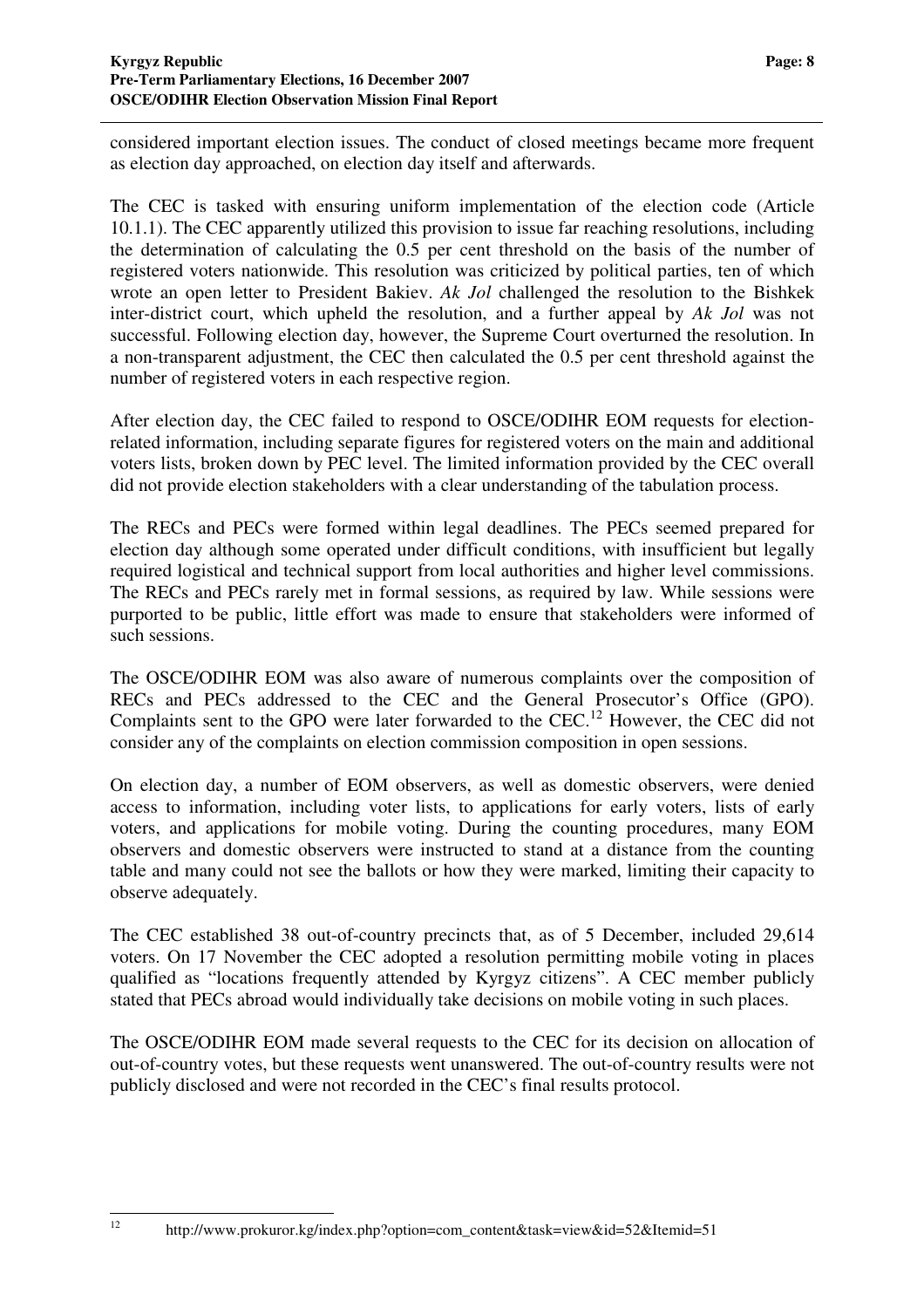considered important election issues. The conduct of closed meetings became more frequent as election day approached, on election day itself and afterwards.

The CEC is tasked with ensuring uniform implementation of the election code (Article 10.1.1). The CEC apparently utilized this provision to issue far reaching resolutions, including the determination of calculating the 0.5 per cent threshold on the basis of the number of registered voters nationwide. This resolution was criticized by political parties, ten of which wrote an open letter to President Bakiev. *Ak Jol* challenged the resolution to the Bishkek inter-district court, which upheld the resolution, and a further appeal by *Ak Jol* was not successful. Following election day, however, the Supreme Court overturned the resolution. In a non-transparent adjustment, the CEC then calculated the 0.5 per cent threshold against the number of registered voters in each respective region.

After election day, the CEC failed to respond to OSCE/ODIHR EOM requests for election-related information, including separate figures for registered voters on the main and additional voters lists, broken down by PEC level. The limited information provided by the CEC overall did not provide election stakeholders with a clear understanding of the tabulation process.

The RECs and PECs were formed within legal deadlines. The PECs seemed prepared for election day although some operated under difficult conditions, with insufficient but legally required logistical and technical support from local authorities and higher level commissions. The RECs and PECs rarely met in formal sessions, as required by law. While sessions were purported to be public, little effort was made to ensure that stakeholders were informed of such sessions.

The OSCE/ODIHR EOM was also aware of numerous complaints over the composition of RECs and PECs addressed to the CEC and the General Prosecutor's Office (GPO). Complaints sent to the GPO were later forwarded to the CEC.[12] However, the CEC did not consider any of the complaints on election commission composition in open sessions.

On election day, a number of EOM observers, as well as domestic observers, were denied access to information, including voter lists, to applications for early voters, lists of early voters, and applications for mobile voting. During the counting procedures, many EOM observers and domestic observers were instructed to stand at a distance from the counting table and many could not see the ballots or how they were marked, limiting their capacity to observe adequately.

The CEC established 38 out-of-country precincts that, as of 5 December, included 29,614 voters. On 17 November the CEC adopted a resolution permitting mobile voting in places qualified as "locations frequently attended by Kyrgyz citizens". A CEC member publicly stated that PECs abroad would individually take decisions on mobile voting in such places.

The OSCE/ODIHR EOM made several requests to the CEC for its decision on allocation of out-of-country votes, but these requests went unanswered. The out-of-country results were not publicly disclosed and were not recorded in the CEC's final results protocol.

[12] http://www.prokuror.kg/index.php?option=com_content&task=view&id=52&Itemid=51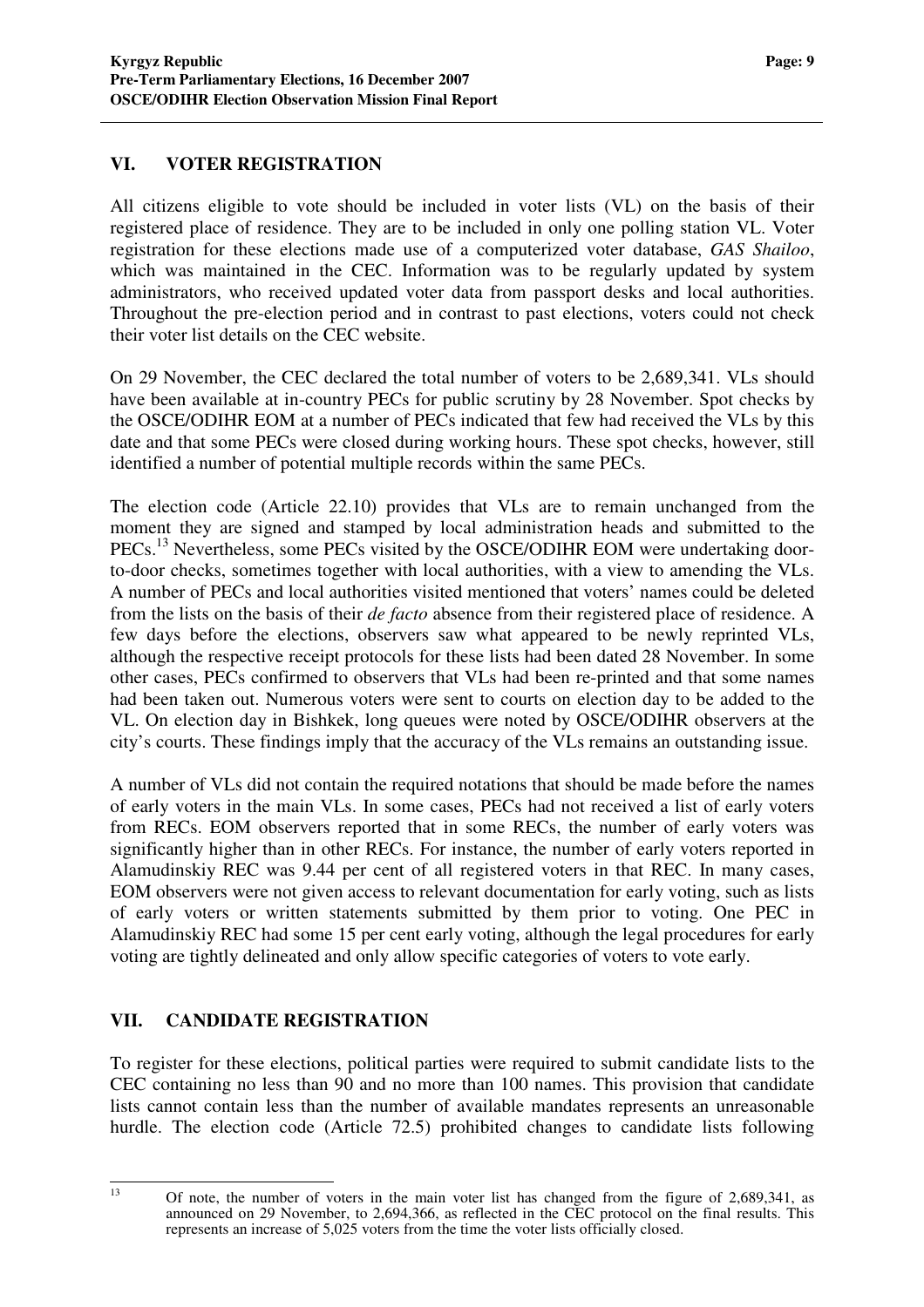## VI. VOTER REGISTRATION

All citizens eligible to vote should be included in voter lists (VL) on the basis of their registered place of residence. They are to be included in only one polling station VL. Voter registration for these elections made use of a computerized voter database, *GAS Shailoo*, which was maintained in the CEC. Information was to be regularly updated by system administrators, who received updated voter data from passport desks and local authorities. Throughout the pre-election period and in contrast to past elections, voters could not check their voter list details on the CEC website.

On 29 November, the CEC declared the total number of voters to be 2,689,341. VLs should have been available at in-country PECs for public scrutiny by 28 November. Spot checks by the OSCE/ODIHR EOM at a number of PECs indicated that few had received the VLs by this date and that some PECs were closed during working hours. These spot checks, however, still identified a number of potential multiple records within the same PECs.

The election code (Article 22.10) provides that VLs are to remain unchanged from the moment they are signed and stamped by local administration heads and submitted to the PECs.[13] Nevertheless, some PECs visited by the OSCE/ODIHR EOM were undertaking door-to-door checks, sometimes together with local authorities, with a view to amending the VLs. A number of PECs and local authorities visited mentioned that voters' names could be deleted from the lists on the basis of their *de facto* absence from their registered place of residence. A few days before the elections, observers saw what appeared to be newly reprinted VLs, although the respective receipt protocols for these lists had been dated 28 November. In some other cases, PECs confirmed to observers that VLs had been re-printed and that some names had been taken out. Numerous voters were sent to courts on election day to be added to the VL. On election day in Bishkek, long queues were noted by OSCE/ODIHR observers at the city's courts. These findings imply that the accuracy of the VLs remains an outstanding issue.

A number of VLs did not contain the required notations that should be made before the names of early voters in the main VLs. In some cases, PECs had not received a list of early voters from RECs. EOM observers reported that in some RECs, the number of early voters was significantly higher than in other RECs. For instance, the number of early voters reported in Alamudinskiy REC was 9.44 per cent of all registered voters in that REC. In many cases, EOM observers were not given access to relevant documentation for early voting, such as lists of early voters or written statements submitted by them prior to voting. One PEC in Alamudinskiy REC had some 15 per cent early voting, although the legal procedures for early voting are tightly delineated and only allow specific categories of voters to vote early.

## VII. CANDIDATE REGISTRATION

To register for these elections, political parties were required to submit candidate lists to the CEC containing no less than 90 and no more than 100 names. This provision that candidate lists cannot contain less than the number of available mandates represents an unreasonable hurdle. The election code (Article 72.5) prohibited changes to candidate lists following

---

[13] Of note, the number of voters in the main voter list has changed from the figure of 2,689,341, as announced on 29 November, to 2,694,366, as reflected in the CEC protocol on the final results. This represents an increase of 5,025 voters from the time the voter lists officially closed.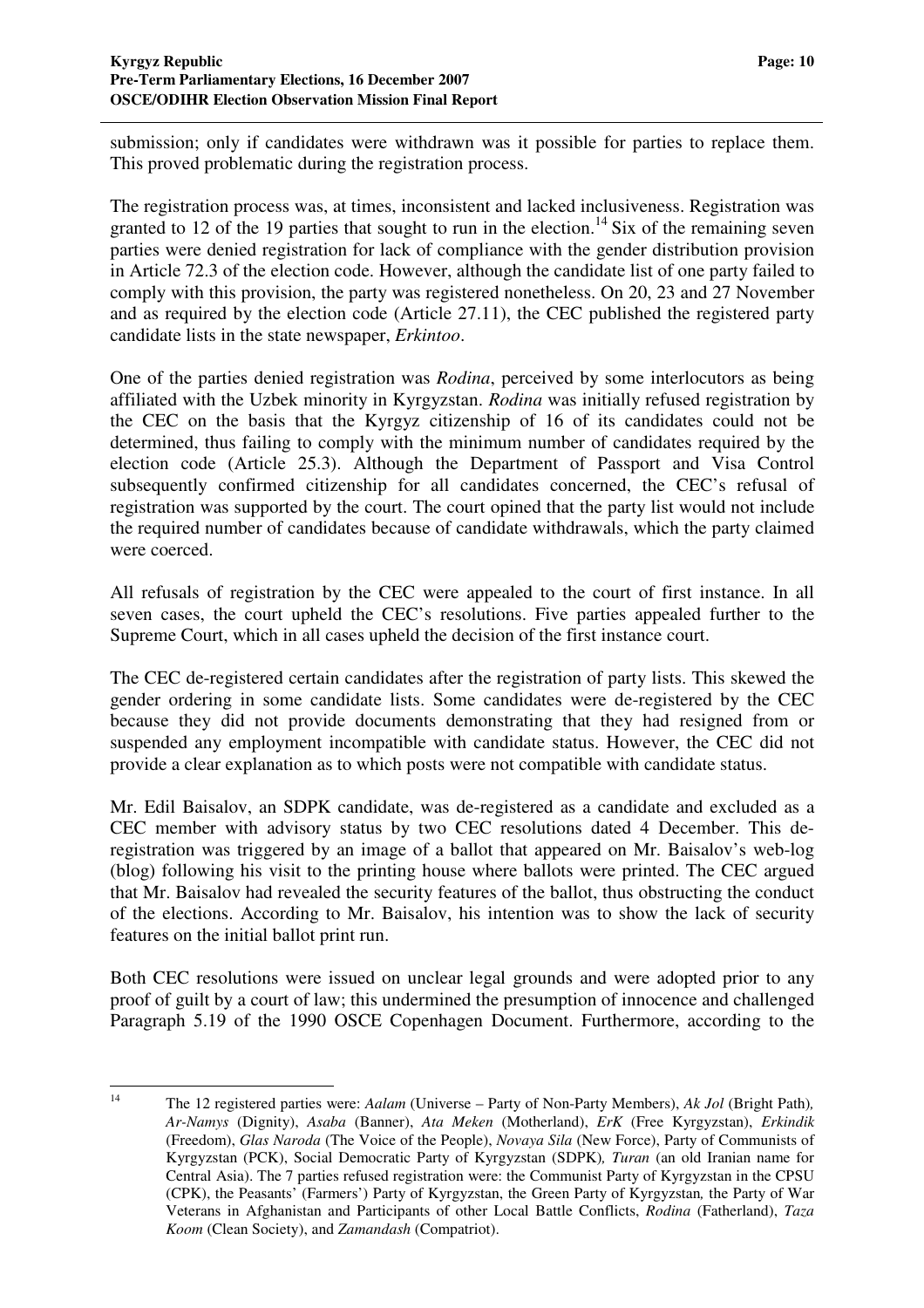submission; only if candidates were withdrawn was it possible for parties to replace them. This proved problematic during the registration process.

The registration process was, at times, inconsistent and lacked inclusiveness. Registration was granted to 12 of the 19 parties that sought to run in the election.[14] Six of the remaining seven parties were denied registration for lack of compliance with the gender distribution provision in Article 72.3 of the election code. However, although the candidate list of one party failed to comply with this provision, the party was registered nonetheless. On 20, 23 and 27 November and as required by the election code (Article 27.11), the CEC published the registered party candidate lists in the state newspaper, *Erkintoo*.

One of the parties denied registration was *Rodina*, perceived by some interlocutors as being affiliated with the Uzbek minority in Kyrgyzstan. *Rodina* was initially refused registration by the CEC on the basis that the Kyrgyz citizenship of 16 of its candidates could not be determined, thus failing to comply with the minimum number of candidates required by the election code (Article 25.3). Although the Department of Passport and Visa Control subsequently confirmed citizenship for all candidates concerned, the CEC's refusal of registration was supported by the court. The court opined that the party list would not include the required number of candidates because of candidate withdrawals, which the party claimed were coerced.

All refusals of registration by the CEC were appealed to the court of first instance. In all seven cases, the court upheld the CEC's resolutions. Five parties appealed further to the Supreme Court, which in all cases upheld the decision of the first instance court.

The CEC de-registered certain candidates after the registration of party lists. This skewed the gender ordering in some candidate lists. Some candidates were de-registered by the CEC because they did not provide documents demonstrating that they had resigned from or suspended any employment incompatible with candidate status. However, the CEC did not provide a clear explanation as to which posts were not compatible with candidate status.

Mr. Edil Baisalov, an SDPK candidate, was de-registered as a candidate and excluded as a CEC member with advisory status by two CEC resolutions dated 4 December. This de-registration was triggered by an image of a ballot that appeared on Mr. Baisalov's web-log (blog) following his visit to the printing house where ballots were printed. The CEC argued that Mr. Baisalov had revealed the security features of the ballot, thus obstructing the conduct of the elections. According to Mr. Baisalov, his intention was to show the lack of security features on the initial ballot print run.

Both CEC resolutions were issued on unclear legal grounds and were adopted prior to any proof of guilt by a court of law; this undermined the presumption of innocence and challenged Paragraph 5.19 of the 1990 OSCE Copenhagen Document. Furthermore, according to the

---

[14] The 12 registered parties were: *Aalam* (Universe – Party of Non-Party Members), *Ak Jol* (Bright Path), *Ar-Namys* (Dignity), *Asaba* (Banner), *Ata Meken* (Motherland), *ErK* (Free Kyrgyzstan), *Erkindik* (Freedom), *Glas Naroda* (The Voice of the People), *Novaya Sila* (New Force), Party of Communists of Kyrgyzstan (PCK), Social Democratic Party of Kyrgyzstan (SDPK), *Turan* (an old Iranian name for Central Asia). The 7 parties refused registration were: the Communist Party of Kyrgyzstan in the CPSU (CPK), the Peasants' (Farmers') Party of Kyrgyzstan, the Green Party of Kyrgyzstan, the Party of War Veterans in Afghanistan and Participants of other Local Battle Conflicts, *Rodina* (Fatherland), *Taza Koom* (Clean Society), and *Zamandash* (Compatriot).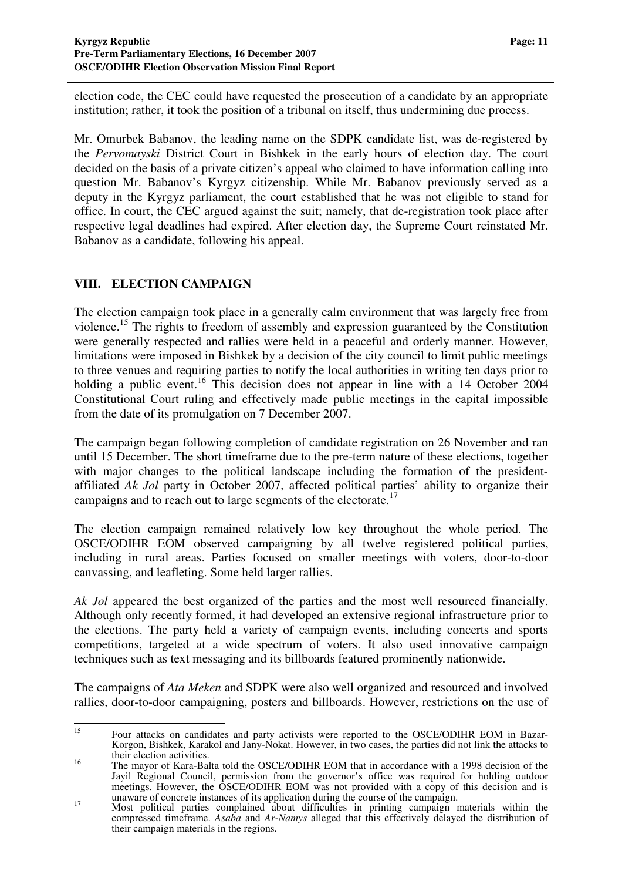election code, the CEC could have requested the prosecution of a candidate by an appropriate institution; rather, it took the position of a tribunal on itself, thus undermining due process.

Mr. Omurbek Babanov, the leading name on the SDPK candidate list, was de-registered by the *Pervomayski* District Court in Bishkek in the early hours of election day. The court decided on the basis of a private citizen's appeal who claimed to have information calling into question Mr. Babanov's Kyrgyz citizenship. While Mr. Babanov previously served as a deputy in the Kyrgyz parliament, the court established that he was not eligible to stand for office. In court, the CEC argued against the suit; namely, that de-registration took place after respective legal deadlines had expired. After election day, the Supreme Court reinstated Mr. Babanov as a candidate, following his appeal.

## VIII. ELECTION CAMPAIGN

The election campaign took place in a generally calm environment that was largely free from violence.[15] The rights to freedom of assembly and expression guaranteed by the Constitution were generally respected and rallies were held in a peaceful and orderly manner. However, limitations were imposed in Bishkek by a decision of the city council to limit public meetings to three venues and requiring parties to notify the local authorities in writing ten days prior to holding a public event.[16] This decision does not appear in line with a 14 October 2004 Constitutional Court ruling and effectively made public meetings in the capital impossible from the date of its promulgation on 7 December 2007.

The campaign began following completion of candidate registration on 26 November and ran until 15 December. The short timeframe due to the pre-term nature of these elections, together with major changes to the political landscape including the formation of the president-affiliated *Ak Jol* party in October 2007, affected political parties' ability to organize their campaigns and to reach out to large segments of the electorate.[17]

The election campaign remained relatively low key throughout the whole period. The OSCE/ODIHR EOM observed campaigning by all twelve registered political parties, including in rural areas. Parties focused on smaller meetings with voters, door-to-door canvassing, and leafleting. Some held larger rallies.

*Ak Jol* appeared the best organized of the parties and the most well resourced financially. Although only recently formed, it had developed an extensive regional infrastructure prior to the elections. The party held a variety of campaign events, including concerts and sports competitions, targeted at a wide spectrum of voters. It also used innovative campaign techniques such as text messaging and its billboards featured prominently nationwide.

The campaigns of *Ata Meken* and SDPK were also well organized and resourced and involved rallies, door-to-door campaigning, posters and billboards. However, restrictions on the use of

---

[15] Four attacks on candidates and party activists were reported to the OSCE/ODIHR EOM in Bazar-Korgon, Bishkek, Karakol and Jany-Nokat. However, in two cases, the parties did not link the attacks to their election activities.

[16] The mayor of Kara-Balta told the OSCE/ODIHR EOM that in accordance with a 1998 decision of the Jayil Regional Council, permission from the governor's office was required for holding outdoor meetings. However, the OSCE/ODIHR EOM was not provided with a copy of this decision and is unaware of concrete instances of its application during the course of the campaign.

[17] Most political parties complained about difficulties in printing campaign materials within the compressed timeframe. *Asaba* and *Ar-Namys* alleged that this effectively delayed the distribution of their campaign materials in the regions.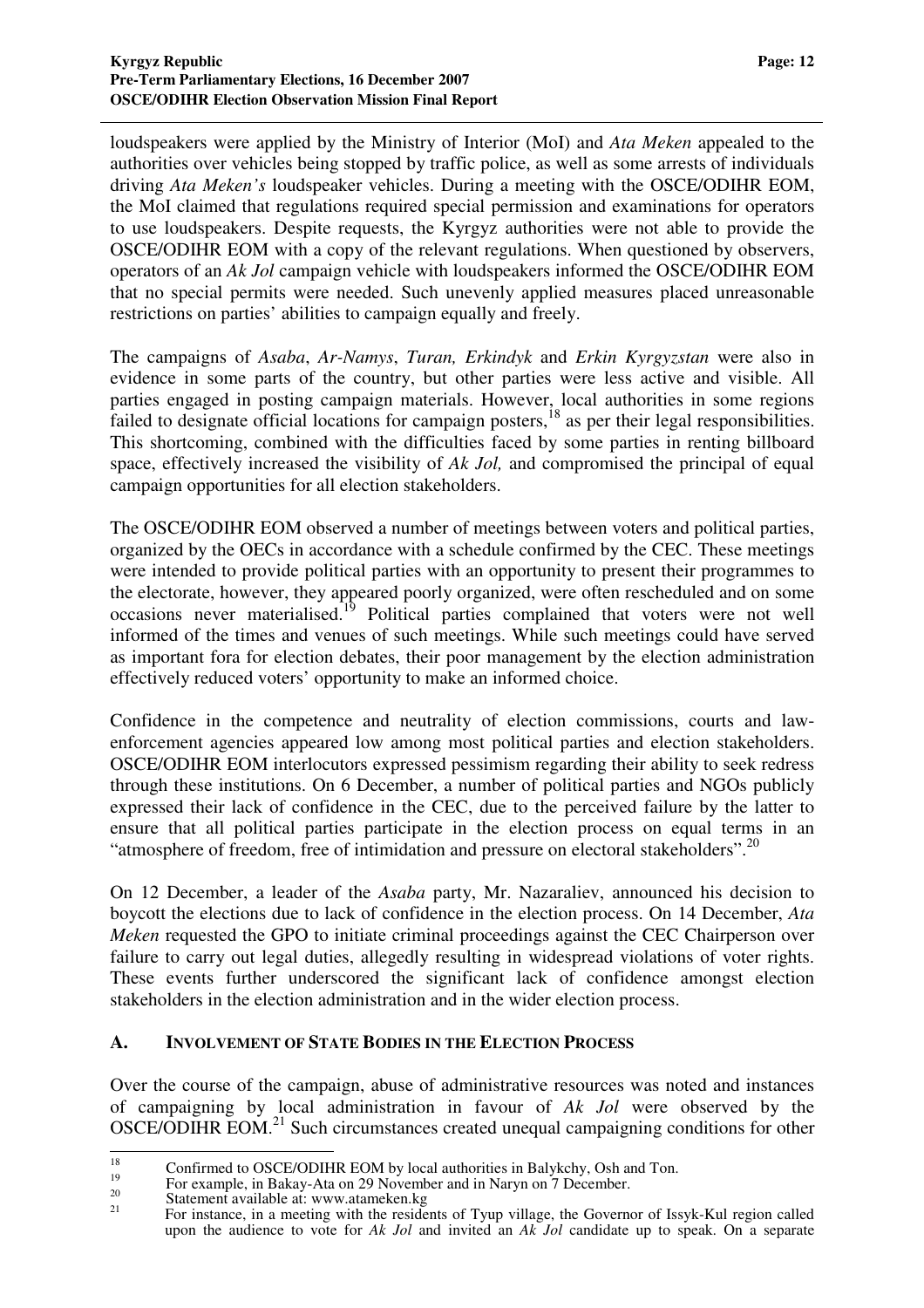loudspeakers were applied by the Ministry of Interior (MoI) and *Ata Meken* appealed to the authorities over vehicles being stopped by traffic police, as well as some arrests of individuals driving *Ata Meken's* loudspeaker vehicles. During a meeting with the OSCE/ODIHR EOM, the MoI claimed that regulations required special permission and examinations for operators to use loudspeakers. Despite requests, the Kyrgyz authorities were not able to provide the OSCE/ODIHR EOM with a copy of the relevant regulations. When questioned by observers, operators of an *Ak Jol* campaign vehicle with loudspeakers informed the OSCE/ODIHR EOM that no special permits were needed. Such unevenly applied measures placed unreasonable restrictions on parties' abilities to campaign equally and freely.

The campaigns of *Asaba*, *Ar-Namys*, *Turan, Erkindyk* and *Erkin Kyrgyzstan* were also in evidence in some parts of the country, but other parties were less active and visible. All parties engaged in posting campaign materials. However, local authorities in some regions failed to designate official locations for campaign posters,[18] as per their legal responsibilities. This shortcoming, combined with the difficulties faced by some parties in renting billboard space, effectively increased the visibility of *Ak Jol,* and compromised the principal of equal campaign opportunities for all election stakeholders.

The OSCE/ODIHR EOM observed a number of meetings between voters and political parties, organized by the OECs in accordance with a schedule confirmed by the CEC. These meetings were intended to provide political parties with an opportunity to present their programmes to the electorate, however, they appeared poorly organized, were often rescheduled and on some occasions never materialised.[19] Political parties complained that voters were not well informed of the times and venues of such meetings. While such meetings could have served as important fora for election debates, their poor management by the election administration effectively reduced voters' opportunity to make an informed choice.

Confidence in the competence and neutrality of election commissions, courts and law-enforcement agencies appeared low among most political parties and election stakeholders. OSCE/ODIHR EOM interlocutors expressed pessimism regarding their ability to seek redress through these institutions. On 6 December, a number of political parties and NGOs publicly expressed their lack of confidence in the CEC, due to the perceived failure by the latter to ensure that all political parties participate in the election process on equal terms in an "atmosphere of freedom, free of intimidation and pressure on electoral stakeholders".[20]

On 12 December, a leader of the *Asaba* party, Mr. Nazaraliev, announced his decision to boycott the elections due to lack of confidence in the election process. On 14 December, *Ata Meken* requested the GPO to initiate criminal proceedings against the CEC Chairperson over failure to carry out legal duties, allegedly resulting in widespread violations of voter rights. These events further underscored the significant lack of confidence amongst election stakeholders in the election administration and in the wider election process.

### A. INVOLVEMENT OF STATE BODIES IN THE ELECTION PROCESS

Over the course of the campaign, abuse of administrative resources was noted and instances of campaigning by local administration in favour of *Ak Jol* were observed by the OSCE/ODIHR EOM.[21] Such circumstances created unequal campaigning conditions for other

---

[18] Confirmed to OSCE/ODIHR EOM by local authorities in Balykchy, Osh and Ton.

[19] For example, in Bakay-Ata on 29 November and in Naryn on 7 December.

[20] Statement available at: www.atameken.kg

[21] For instance, in a meeting with the residents of Tyup village, the Governor of Issyk-Kul region called upon the audience to vote for *Ak Jol* and invited an *Ak Jol* candidate up to speak. On a separate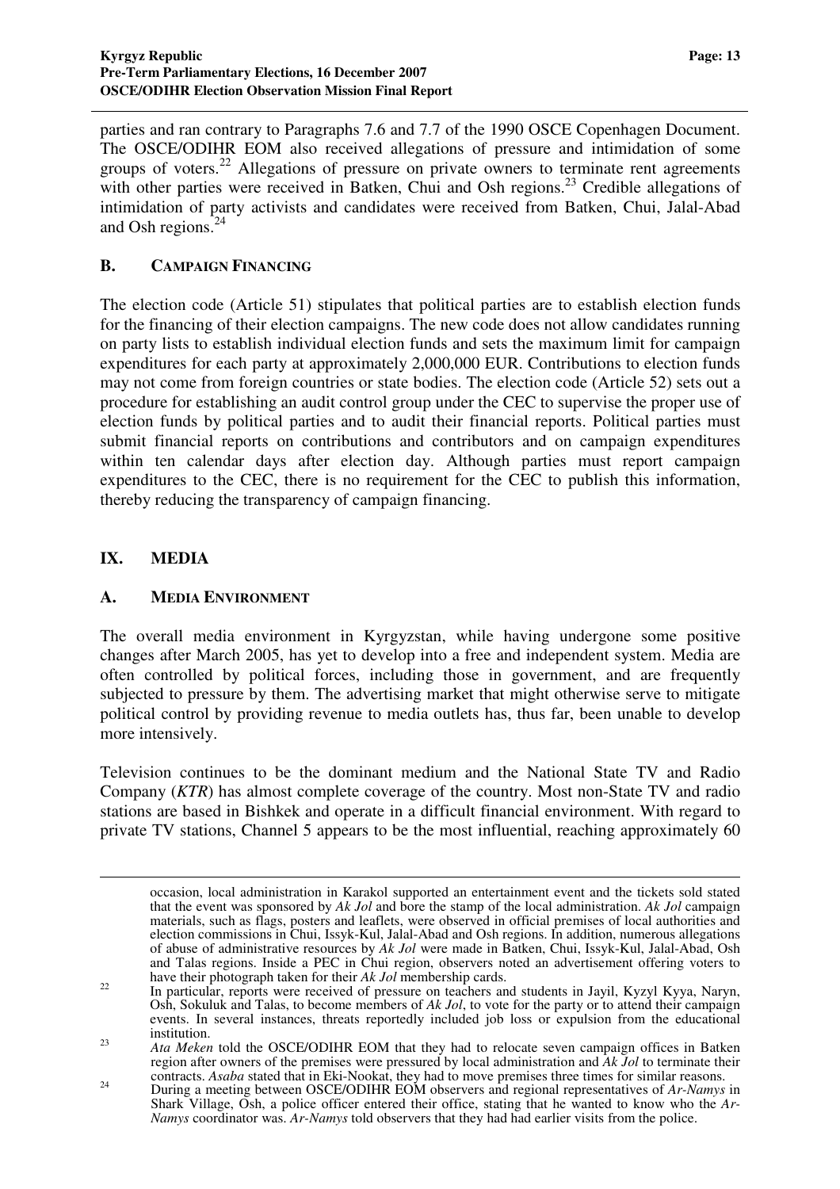parties and ran contrary to Paragraphs 7.6 and 7.7 of the 1990 OSCE Copenhagen Document. The OSCE/ODIHR EOM also received allegations of pressure and intimidation of some groups of voters.[22] Allegations of pressure on private owners to terminate rent agreements with other parties were received in Batken, Chui and Osh regions.[23] Credible allegations of intimidation of party activists and candidates were received from Batken, Chui, Jalal-Abad and Osh regions.[24]

### B. CAMPAIGN FINANCING

The election code (Article 51) stipulates that political parties are to establish election funds for the financing of their election campaigns. The new code does not allow candidates running on party lists to establish individual election funds and sets the maximum limit for campaign expenditures for each party at approximately 2,000,000 EUR. Contributions to election funds may not come from foreign countries or state bodies. The election code (Article 52) sets out a procedure for establishing an audit control group under the CEC to supervise the proper use of election funds by political parties and to audit their financial reports. Political parties must submit financial reports on contributions and contributors and on campaign expenditures within ten calendar days after election day. Although parties must report campaign expenditures to the CEC, there is no requirement for the CEC to publish this information, thereby reducing the transparency of campaign financing.

## IX. MEDIA

### A. MEDIA ENVIRONMENT

The overall media environment in Kyrgyzstan, while having undergone some positive changes after March 2005, has yet to develop into a free and independent system. Media are often controlled by political forces, including those in government, and are frequently subjected to pressure by them. The advertising market that might otherwise serve to mitigate political control by providing revenue to media outlets has, thus far, been unable to develop more intensively.

Television continues to be the dominant medium and the National State TV and Radio Company (*KTR*) has almost complete coverage of the country. Most non-State TV and radio stations are based in Bishkek and operate in a difficult financial environment. With regard to private TV stations, Channel 5 appears to be the most influential, reaching approximately 60

---

occasion, local administration in Karakol supported an entertainment event and the tickets sold stated that the event was sponsored by *Ak Jol* and bore the stamp of the local administration. *Ak Jol* campaign materials, such as flags, posters and leaflets, were observed in official premises of local authorities and election commissions in Chui, Issyk-Kul, Jalal-Abad and Osh regions. In addition, numerous allegations of abuse of administrative resources by *Ak Jol* were made in Batken, Chui, Issyk-Kul, Jalal-Abad, Osh and Talas regions. Inside a PEC in Chui region, observers noted an advertisement offering voters to have their photograph taken for their *Ak Jol* membership cards.

[22] In particular, reports were received of pressure on teachers and students in Jayil, Kyzyl Kyya, Naryn, Osh, Sokuluk and Talas, to become members of *Ak Jol*, to vote for the party or to attend their campaign events. In several instances, threats reportedly included job loss or expulsion from the educational institution.

[23] *Ata Meken* told the OSCE/ODIHR EOM that they had to relocate seven campaign offices in Batken region after owners of the premises were pressured by local administration and *Ak Jol* to terminate their contracts. *Asaba* stated that in Eki-Nookat, they had to move premises three times for similar reasons.

[24] During a meeting between OSCE/ODIHR EOM observers and regional representatives of *Ar-Namys* in Shark Village, Osh, a police officer entered their office, stating that he wanted to know who the *Ar-Namys* coordinator was. *Ar-Namys* told observers that they had had earlier visits from the police.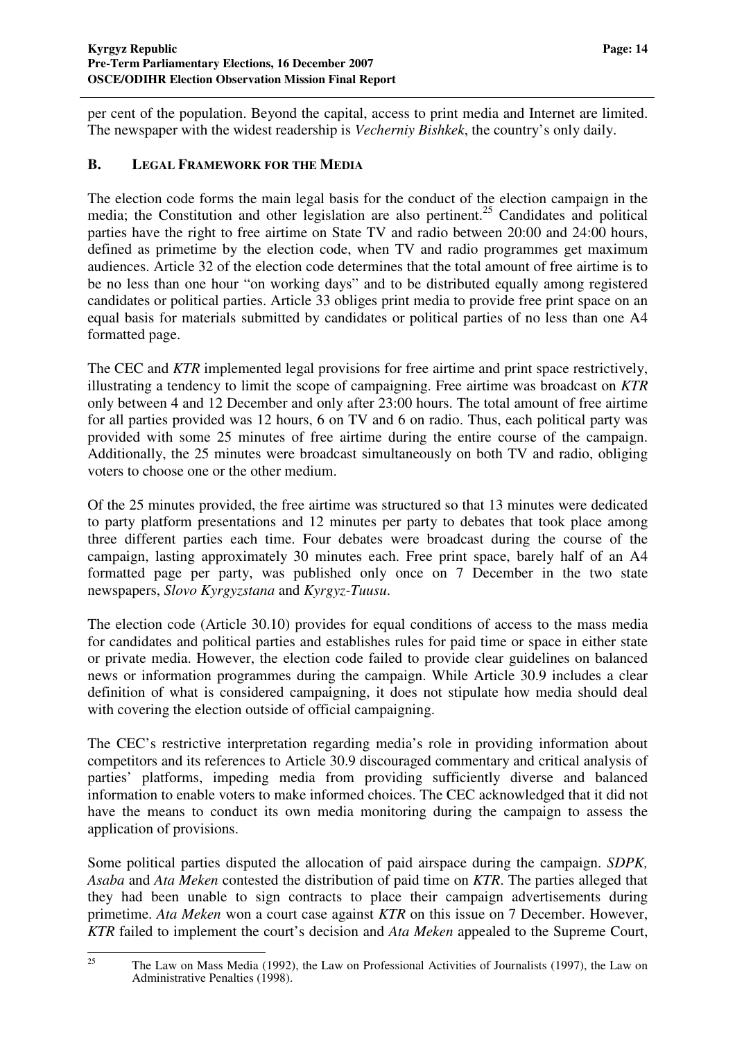per cent of the population. Beyond the capital, access to print media and Internet are limited. The newspaper with the widest readership is *Vecherniy Bishkek*, the country's only daily.

### B. LEGAL FRAMEWORK FOR THE MEDIA

The election code forms the main legal basis for the conduct of the election campaign in the media; the Constitution and other legislation are also pertinent.[25] Candidates and political parties have the right to free airtime on State TV and radio between 20:00 and 24:00 hours, defined as primetime by the election code, when TV and radio programmes get maximum audiences. Article 32 of the election code determines that the total amount of free airtime is to be no less than one hour "on working days" and to be distributed equally among registered candidates or political parties. Article 33 obliges print media to provide free print space on an equal basis for materials submitted by candidates or political parties of no less than one A4 formatted page.

The CEC and *KTR* implemented legal provisions for free airtime and print space restrictively, illustrating a tendency to limit the scope of campaigning. Free airtime was broadcast on *KTR* only between 4 and 12 December and only after 23:00 hours. The total amount of free airtime for all parties provided was 12 hours, 6 on TV and 6 on radio. Thus, each political party was provided with some 25 minutes of free airtime during the entire course of the campaign. Additionally, the 25 minutes were broadcast simultaneously on both TV and radio, obliging voters to choose one or the other medium.

Of the 25 minutes provided, the free airtime was structured so that 13 minutes were dedicated to party platform presentations and 12 minutes per party to debates that took place among three different parties each time. Four debates were broadcast during the course of the campaign, lasting approximately 30 minutes each. Free print space, barely half of an A4 formatted page per party, was published only once on 7 December in the two state newspapers, *Slovo Kyrgyzstana* and *Kyrgyz-Tuusu*.

The election code (Article 30.10) provides for equal conditions of access to the mass media for candidates and political parties and establishes rules for paid time or space in either state or private media. However, the election code failed to provide clear guidelines on balanced news or information programmes during the campaign. While Article 30.9 includes a clear definition of what is considered campaigning, it does not stipulate how media should deal with covering the election outside of official campaigning.

The CEC's restrictive interpretation regarding media's role in providing information about competitors and its references to Article 30.9 discouraged commentary and critical analysis of parties' platforms, impeding media from providing sufficiently diverse and balanced information to enable voters to make informed choices. The CEC acknowledged that it did not have the means to conduct its own media monitoring during the campaign to assess the application of provisions.

Some political parties disputed the allocation of paid airspace during the campaign. *SDPK, Asaba* and *Ata Meken* contested the distribution of paid time on *KTR*. The parties alleged that they had been unable to sign contracts to place their campaign advertisements during primetime. *Ata Meken* won a court case against *KTR* on this issue on 7 December. However, *KTR* failed to implement the court's decision and *Ata Meken* appealed to the Supreme Court,

---

[25] The Law on Mass Media (1992), the Law on Professional Activities of Journalists (1997), the Law on Administrative Penalties (1998).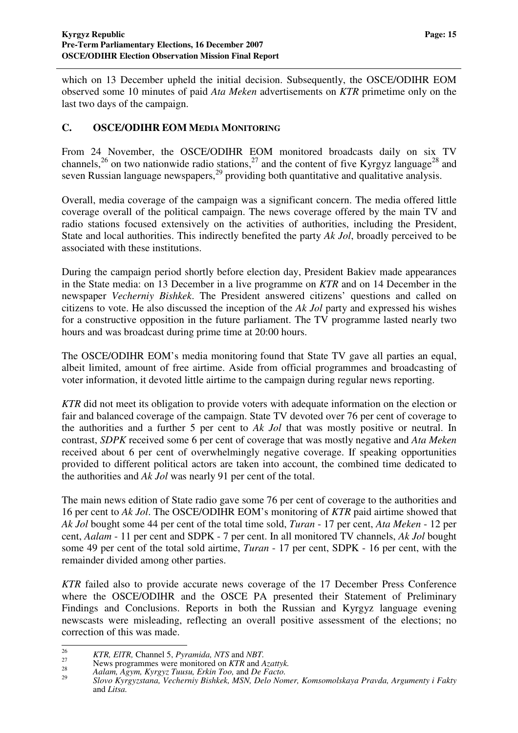which on 13 December upheld the initial decision. Subsequently, the OSCE/ODIHR EOM observed some 10 minutes of paid *Ata Meken* advertisements on *KTR* primetime only on the last two days of the campaign.

### C. OSCE/ODIHR EOM Media Monitoring

From 24 November, the OSCE/ODIHR EOM monitored broadcasts daily on six TV channels,[26] on two nationwide radio stations,[27] and the content of five Kyrgyz language[28] and seven Russian language newspapers,[29] providing both quantitative and qualitative analysis.

Overall, media coverage of the campaign was a significant concern. The media offered little coverage overall of the political campaign. The news coverage offered by the main TV and radio stations focused extensively on the activities of authorities, including the President, State and local authorities. This indirectly benefited the party *Ak Jol*, broadly perceived to be associated with these institutions.

During the campaign period shortly before election day, President Bakiev made appearances in the State media: on 13 December in a live programme on *KTR* and on 14 December in the newspaper *Vecherniy Bishkek*. The President answered citizens' questions and called on citizens to vote. He also discussed the inception of the *Ak Jol* party and expressed his wishes for a constructive opposition in the future parliament. The TV programme lasted nearly two hours and was broadcast during prime time at 20:00 hours.

The OSCE/ODIHR EOM's media monitoring found that State TV gave all parties an equal, albeit limited, amount of free airtime. Aside from official programmes and broadcasting of voter information, it devoted little airtime to the campaign during regular news reporting.

*KTR* did not meet its obligation to provide voters with adequate information on the election or fair and balanced coverage of the campaign. State TV devoted over 76 per cent of coverage to the authorities and a further 5 per cent to *Ak Jol* that was mostly positive or neutral. In contrast, *SDPK* received some 6 per cent of coverage that was mostly negative and *Ata Meken* received about 6 per cent of overwhelmingly negative coverage. If speaking opportunities provided to different political actors are taken into account, the combined time dedicated to the authorities and *Ak Jol* was nearly 91 per cent of the total.

The main news edition of State radio gave some 76 per cent of coverage to the authorities and 16 per cent to *Ak Jol*. The OSCE/ODIHR EOM's monitoring of *KTR* paid airtime showed that *Ak Jol* bought some 44 per cent of the total time sold, *Turan* - 17 per cent, *Ata Meken* - 12 per cent, *Aalam* - 11 per cent and SDPK - 7 per cent. In all monitored TV channels, *Ak Jol* bought some 49 per cent of the total sold airtime, *Turan* - 17 per cent, SDPK - 16 per cent, with the remainder divided among other parties.

*KTR* failed also to provide accurate news coverage of the 17 December Press Conference where the OSCE/ODIHR and the OSCE PA presented their Statement of Preliminary Findings and Conclusions. Reports in both the Russian and Kyrgyz language evening newscasts were misleading, reflecting an overall positive assessment of the elections; no correction of this was made.

---

[26] *KTR, ElTR,* Channel 5, *Pyramida, NTS* and *NBT.*

[27] News programmes were monitored on *KTR* and *Azattyk.*

[28] *Aalam, Agym, Kyrgyz Tuusu, Erkin Too,* and *De Facto.*

[29] *Slovo Kyrgyzstana, Vecherniy Bishkek, MSN, Delo Nomer, Komsomolskaya Pravda, Argumenty i Fakty* and *Litsa.*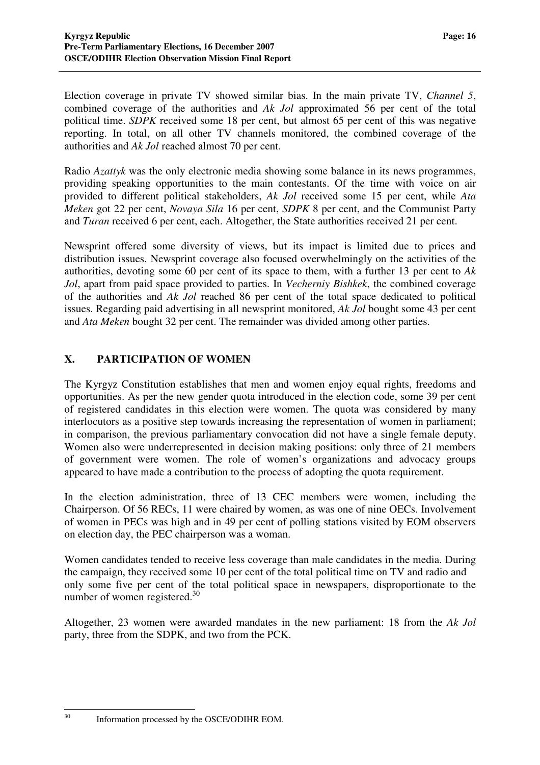Election coverage in private TV showed similar bias. In the main private TV, *Channel 5*, combined coverage of the authorities and *Ak Jol* approximated 56 per cent of the total political time. *SDPK* received some 18 per cent, but almost 65 per cent of this was negative reporting. In total, on all other TV channels monitored, the combined coverage of the authorities and *Ak Jol* reached almost 70 per cent.

Radio *Azattyk* was the only electronic media showing some balance in its news programmes, providing speaking opportunities to the main contestants. Of the time with voice on air provided to different political stakeholders, *Ak Jol* received some 15 per cent, while *Ata Meken* got 22 per cent, *Novaya Sila* 16 per cent, *SDPK* 8 per cent, and the Communist Party and *Turan* received 6 per cent, each. Altogether, the State authorities received 21 per cent.

Newsprint offered some diversity of views, but its impact is limited due to prices and distribution issues. Newsprint coverage also focused overwhelmingly on the activities of the authorities, devoting some 60 per cent of its space to them, with a further 13 per cent to *Ak Jol*, apart from paid space provided to parties. In *Vecherniy Bishkek*, the combined coverage of the authorities and *Ak Jol* reached 86 per cent of the total space dedicated to political issues. Regarding paid advertising in all newsprint monitored, *Ak Jol* bought some 43 per cent and *Ata Meken* bought 32 per cent. The remainder was divided among other parties.

## X. PARTICIPATION OF WOMEN

The Kyrgyz Constitution establishes that men and women enjoy equal rights, freedoms and opportunities. As per the new gender quota introduced in the election code, some 39 per cent of registered candidates in this election were women. The quota was considered by many interlocutors as a positive step towards increasing the representation of women in parliament; in comparison, the previous parliamentary convocation did not have a single female deputy. Women also were underrepresented in decision making positions: only three of 21 members of government were women. The role of women's organizations and advocacy groups appeared to have made a contribution to the process of adopting the quota requirement.

In the election administration, three of 13 CEC members were women, including the Chairperson. Of 56 RECs, 11 were chaired by women, as was one of nine OECs. Involvement of women in PECs was high and in 49 per cent of polling stations visited by EOM observers on election day, the PEC chairperson was a woman.

Women candidates tended to receive less coverage than male candidates in the media. During the campaign, they received some 10 per cent of the total political time on TV and radio and only some five per cent of the total political space in newspapers, disproportionate to the number of women registered.[30]

Altogether, 23 women were awarded mandates in the new parliament: 18 from the *Ak Jol* party, three from the SDPK, and two from the PCK.

---

[30] Information processed by the OSCE/ODIHR EOM.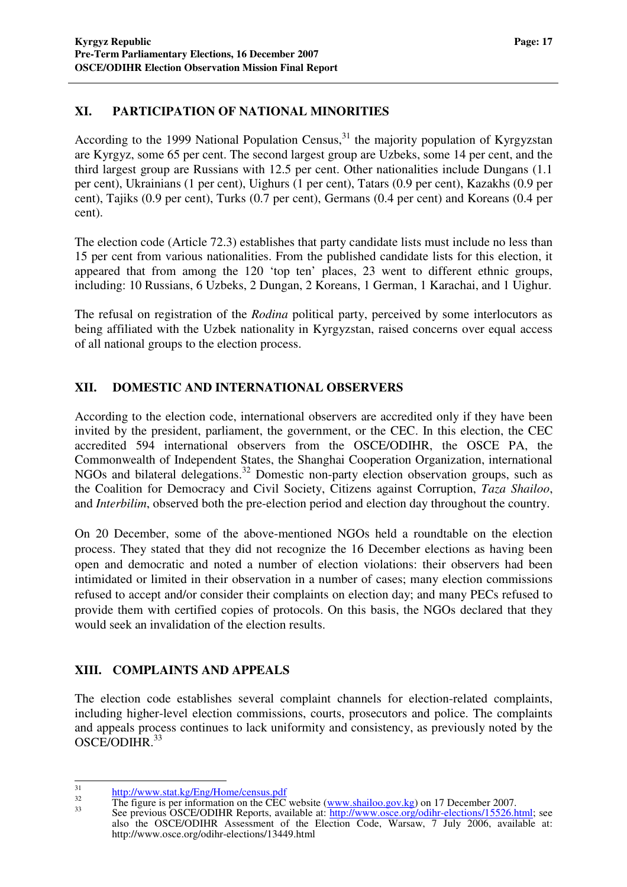## XI. PARTICIPATION OF NATIONAL MINORITIES

According to the 1999 National Population Census,[31] the majority population of Kyrgyzstan are Kyrgyz, some 65 per cent. The second largest group are Uzbeks, some 14 per cent, and the third largest group are Russians with 12.5 per cent. Other nationalities include Dungans (1.1 per cent), Ukrainians (1 per cent), Uighurs (1 per cent), Tatars (0.9 per cent), Kazakhs (0.9 per cent), Tajiks (0.9 per cent), Turks (0.7 per cent), Germans (0.4 per cent) and Koreans (0.4 per cent).

The election code (Article 72.3) establishes that party candidate lists must include no less than 15 per cent from various nationalities. From the published candidate lists for this election, it appeared that from among the 120 'top ten' places, 23 went to different ethnic groups, including: 10 Russians, 6 Uzbeks, 2 Dungan, 2 Koreans, 1 German, 1 Karachai, and 1 Uighur.

The refusal on registration of the *Rodina* political party, perceived by some interlocutors as being affiliated with the Uzbek nationality in Kyrgyzstan, raised concerns over equal access of all national groups to the election process.

## XII. DOMESTIC AND INTERNATIONAL OBSERVERS

According to the election code, international observers are accredited only if they have been invited by the president, parliament, the government, or the CEC. In this election, the CEC accredited 594 international observers from the OSCE/ODIHR, the OSCE PA, the Commonwealth of Independent States, the Shanghai Cooperation Organization, international NGOs and bilateral delegations.[32] Domestic non-party election observation groups, such as the Coalition for Democracy and Civil Society, Citizens against Corruption, *Taza Shailoo*, and *Interbilim*, observed both the pre-election period and election day throughout the country.

On 20 December, some of the above-mentioned NGOs held a roundtable on the election process. They stated that they did not recognize the 16 December elections as having been open and democratic and noted a number of election violations: their observers had been intimidated or limited in their observation in a number of cases; many election commissions refused to accept and/or consider their complaints on election day; and many PECs refused to provide them with certified copies of protocols. On this basis, the NGOs declared that they would seek an invalidation of the election results.

## XIII. COMPLAINTS AND APPEALS

The election code establishes several complaint channels for election-related complaints, including higher-level election commissions, courts, prosecutors and police. The complaints and appeals process continues to lack uniformity and consistency, as previously noted by the OSCE/ODIHR.[33]

---

[31] http://www.stat.kg/Eng/Home/census.pdf

[32] The figure is per information on the CEC website (www.shailoo.gov.kg) on 17 December 2007.

[33] See previous OSCE/ODIHR Reports, available at: http://www.osce.org/odihr-elections/15526.html; see also the OSCE/ODIHR Assessment of the Election Code, Warsaw, 7 July 2006, available at: http://www.osce.org/odihr-elections/13449.html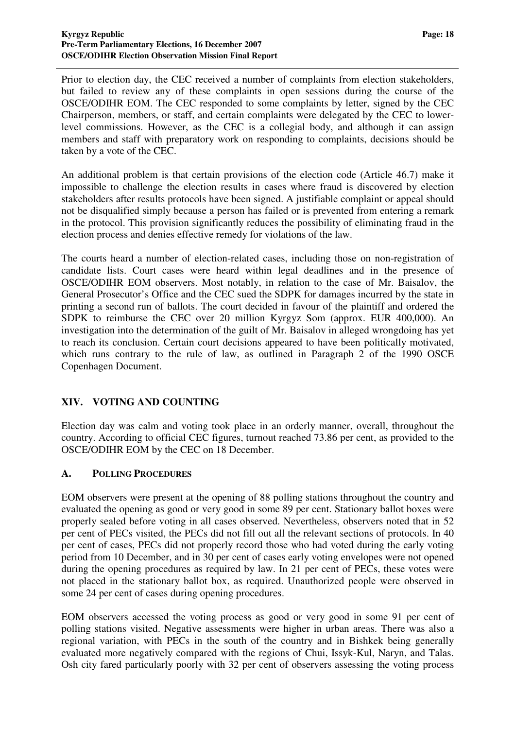Prior to election day, the CEC received a number of complaints from election stakeholders, but failed to review any of these complaints in open sessions during the course of the OSCE/ODIHR EOM. The CEC responded to some complaints by letter, signed by the CEC Chairperson, members, or staff, and certain complaints were delegated by the CEC to lower-level commissions. However, as the CEC is a collegial body, and although it can assign members and staff with preparatory work on responding to complaints, decisions should be taken by a vote of the CEC.

An additional problem is that certain provisions of the election code (Article 46.7) make it impossible to challenge the election results in cases where fraud is discovered by election stakeholders after results protocols have been signed. A justifiable complaint or appeal should not be disqualified simply because a person has failed or is prevented from entering a remark in the protocol. This provision significantly reduces the possibility of eliminating fraud in the election process and denies effective remedy for violations of the law.

The courts heard a number of election-related cases, including those on non-registration of candidate lists. Court cases were heard within legal deadlines and in the presence of OSCE/ODIHR EOM observers. Most notably, in relation to the case of Mr. Baisalov, the General Prosecutor's Office and the CEC sued the SDPK for damages incurred by the state in printing a second run of ballots. The court decided in favour of the plaintiff and ordered the SDPK to reimburse the CEC over 20 million Kyrgyz Som (approx. EUR 400,000). An investigation into the determination of the guilt of Mr. Baisalov in alleged wrongdoing has yet to reach its conclusion. Certain court decisions appeared to have been politically motivated, which runs contrary to the rule of law, as outlined in Paragraph 2 of the 1990 OSCE Copenhagen Document.

## XIV. VOTING AND COUNTING

Election day was calm and voting took place in an orderly manner, overall, throughout the country. According to official CEC figures, turnout reached 73.86 per cent, as provided to the OSCE/ODIHR EOM by the CEC on 18 December.

### A. POLLING PROCEDURES

EOM observers were present at the opening of 88 polling stations throughout the country and evaluated the opening as good or very good in some 89 per cent. Stationary ballot boxes were properly sealed before voting in all cases observed. Nevertheless, observers noted that in 52 per cent of PECs visited, the PECs did not fill out all the relevant sections of protocols. In 40 per cent of cases, PECs did not properly record those who had voted during the early voting period from 10 December, and in 30 per cent of cases early voting envelopes were not opened during the opening procedures as required by law. In 21 per cent of PECs, these votes were not placed in the stationary ballot box, as required. Unauthorized people were observed in some 24 per cent of cases during opening procedures.

EOM observers accessed the voting process as good or very good in some 91 per cent of polling stations visited. Negative assessments were higher in urban areas. There was also a regional variation, with PECs in the south of the country and in Bishkek being generally evaluated more negatively compared with the regions of Chui, Issyk-Kul, Naryn, and Talas. Osh city fared particularly poorly with 32 per cent of observers assessing the voting process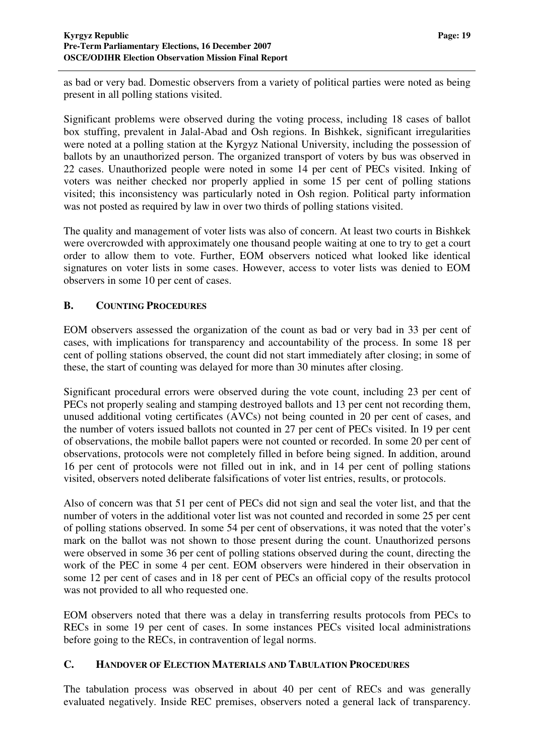as bad or very bad. Domestic observers from a variety of political parties were noted as being present in all polling stations visited.

Significant problems were observed during the voting process, including 18 cases of ballot box stuffing, prevalent in Jalal-Abad and Osh regions. In Bishkek, significant irregularities were noted at a polling station at the Kyrgyz National University, including the possession of ballots by an unauthorized person. The organized transport of voters by bus was observed in 22 cases. Unauthorized people were noted in some 14 per cent of PECs visited. Inking of voters was neither checked nor properly applied in some 15 per cent of polling stations visited; this inconsistency was particularly noted in Osh region. Political party information was not posted as required by law in over two thirds of polling stations visited.

The quality and management of voter lists was also of concern. At least two courts in Bishkek were overcrowded with approximately one thousand people waiting at one to try to get a court order to allow them to vote. Further, EOM observers noticed what looked like identical signatures on voter lists in some cases. However, access to voter lists was denied to EOM observers in some 10 per cent of cases.

## B. COUNTING PROCEDURES

EOM observers assessed the organization of the count as bad or very bad in 33 per cent of cases, with implications for transparency and accountability of the process. In some 18 per cent of polling stations observed, the count did not start immediately after closing; in some of these, the start of counting was delayed for more than 30 minutes after closing.

Significant procedural errors were observed during the vote count, including 23 per cent of PECs not properly sealing and stamping destroyed ballots and 13 per cent not recording them, unused additional voting certificates (AVCs) not being counted in 20 per cent of cases, and the number of voters issued ballots not counted in 27 per cent of PECs visited. In 19 per cent of observations, the mobile ballot papers were not counted or recorded. In some 20 per cent of observations, protocols were not completely filled in before being signed. In addition, around 16 per cent of protocols were not filled out in ink, and in 14 per cent of polling stations visited, observers noted deliberate falsifications of voter list entries, results, or protocols.

Also of concern was that 51 per cent of PECs did not sign and seal the voter list, and that the number of voters in the additional voter list was not counted and recorded in some 25 per cent of polling stations observed. In some 54 per cent of observations, it was noted that the voter's mark on the ballot was not shown to those present during the count. Unauthorized persons were observed in some 36 per cent of polling stations observed during the count, directing the work of the PEC in some 4 per cent. EOM observers were hindered in their observation in some 12 per cent of cases and in 18 per cent of PECs an official copy of the results protocol was not provided to all who requested one.

EOM observers noted that there was a delay in transferring results protocols from PECs to RECs in some 19 per cent of cases. In some instances PECs visited local administrations before going to the RECs, in contravention of legal norms.

## C. HANDOVER OF ELECTION MATERIALS AND TABULATION PROCEDURES

The tabulation process was observed in about 40 per cent of RECs and was generally evaluated negatively. Inside REC premises, observers noted a general lack of transparency.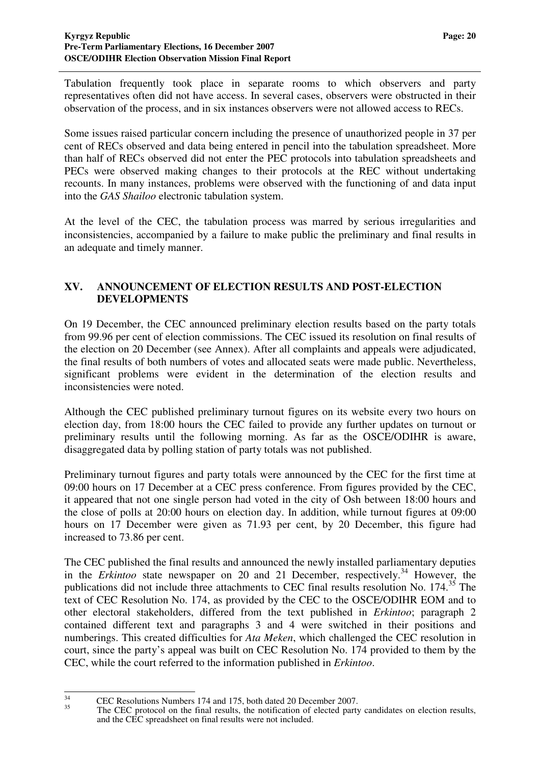Tabulation frequently took place in separate rooms to which observers and party representatives often did not have access. In several cases, observers were obstructed in their observation of the process, and in six instances observers were not allowed access to RECs.

Some issues raised particular concern including the presence of unauthorized people in 37 per cent of RECs observed and data being entered in pencil into the tabulation spreadsheet. More than half of RECs observed did not enter the PEC protocols into tabulation spreadsheets and PECs were observed making changes to their protocols at the REC without undertaking recounts. In many instances, problems were observed with the functioning of and data input into the *GAS Shailoo* electronic tabulation system.

At the level of the CEC, the tabulation process was marred by serious irregularities and inconsistencies, accompanied by a failure to make public the preliminary and final results in an adequate and timely manner.

## XV. ANNOUNCEMENT OF ELECTION RESULTS AND POST-ELECTION DEVELOPMENTS

On 19 December, the CEC announced preliminary election results based on the party totals from 99.96 per cent of election commissions. The CEC issued its resolution on final results of the election on 20 December (see Annex). After all complaints and appeals were adjudicated, the final results of both numbers of votes and allocated seats were made public. Nevertheless, significant problems were evident in the determination of the election results and inconsistencies were noted.

Although the CEC published preliminary turnout figures on its website every two hours on election day, from 18:00 hours the CEC failed to provide any further updates on turnout or preliminary results until the following morning. As far as the OSCE/ODIHR is aware, disaggregated data by polling station of party totals was not published.

Preliminary turnout figures and party totals were announced by the CEC for the first time at 09:00 hours on 17 December at a CEC press conference. From figures provided by the CEC, it appeared that not one single person had voted in the city of Osh between 18:00 hours and the close of polls at 20:00 hours on election day. In addition, while turnout figures at 09:00 hours on 17 December were given as 71.93 per cent, by 20 December, this figure had increased to 73.86 per cent.

The CEC published the final results and announced the newly installed parliamentary deputies in the *Erkintoo* state newspaper on 20 and 21 December, respectively.[34] However, the publications did not include three attachments to CEC final results resolution No. 174.[35] The text of CEC Resolution No. 174, as provided by the CEC to the OSCE/ODIHR EOM and to other electoral stakeholders, differed from the text published in *Erkintoo*; paragraph 2 contained different text and paragraphs 3 and 4 were switched in their positions and numberings. This created difficulties for *Ata Meken*, which challenged the CEC resolution in court, since the party's appeal was built on CEC Resolution No. 174 provided to them by the CEC, while the court referred to the information published in *Erkintoo*.

---

[34] CEC Resolutions Numbers 174 and 175, both dated 20 December 2007.

[35] The CEC protocol on the final results, the notification of elected party candidates on election results, and the CEC spreadsheet on final results were not included.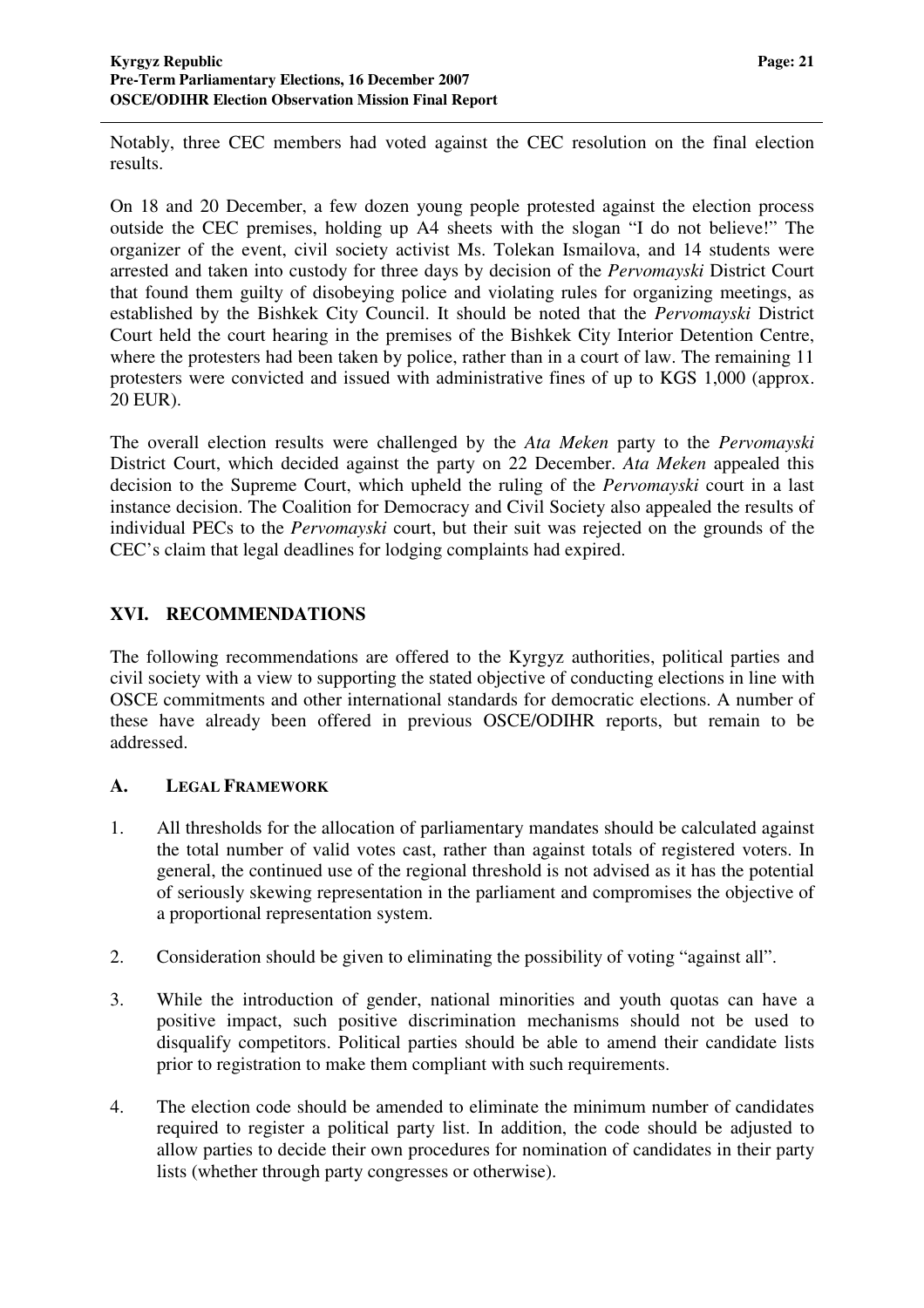Notably, three CEC members had voted against the CEC resolution on the final election results.

On 18 and 20 December, a few dozen young people protested against the election process outside the CEC premises, holding up A4 sheets with the slogan "I do not believe!" The organizer of the event, civil society activist Ms. Tolekan Ismailova, and 14 students were arrested and taken into custody for three days by decision of the *Pervomayski* District Court that found them guilty of disobeying police and violating rules for organizing meetings, as established by the Bishkek City Council. It should be noted that the *Pervomayski* District Court held the court hearing in the premises of the Bishkek City Interior Detention Centre, where the protesters had been taken by police, rather than in a court of law. The remaining 11 protesters were convicted and issued with administrative fines of up to KGS 1,000 (approx. 20 EUR).

The overall election results were challenged by the *Ata Meken* party to the *Pervomayski* District Court, which decided against the party on 22 December. *Ata Meken* appealed this decision to the Supreme Court, which upheld the ruling of the *Pervomayski* court in a last instance decision. The Coalition for Democracy and Civil Society also appealed the results of individual PECs to the *Pervomayski* court, but their suit was rejected on the grounds of the CEC's claim that legal deadlines for lodging complaints had expired.

## XVI. RECOMMENDATIONS

The following recommendations are offered to the Kyrgyz authorities, political parties and civil society with a view to supporting the stated objective of conducting elections in line with OSCE commitments and other international standards for democratic elections. A number of these have already been offered in previous OSCE/ODIHR reports, but remain to be addressed.

### A. LEGAL FRAMEWORK

1. All thresholds for the allocation of parliamentary mandates should be calculated against the total number of valid votes cast, rather than against totals of registered voters. In general, the continued use of the regional threshold is not advised as it has the potential of seriously skewing representation in the parliament and compromises the objective of a proportional representation system.

2. Consideration should be given to eliminating the possibility of voting "against all".

3. While the introduction of gender, national minorities and youth quotas can have a positive impact, such positive discrimination mechanisms should not be used to disqualify competitors. Political parties should be able to amend their candidate lists prior to registration to make them compliant with such requirements.

4. The election code should be amended to eliminate the minimum number of candidates required to register a political party list. In addition, the code should be adjusted to allow parties to decide their own procedures for nomination of candidates in their party lists (whether through party congresses or otherwise).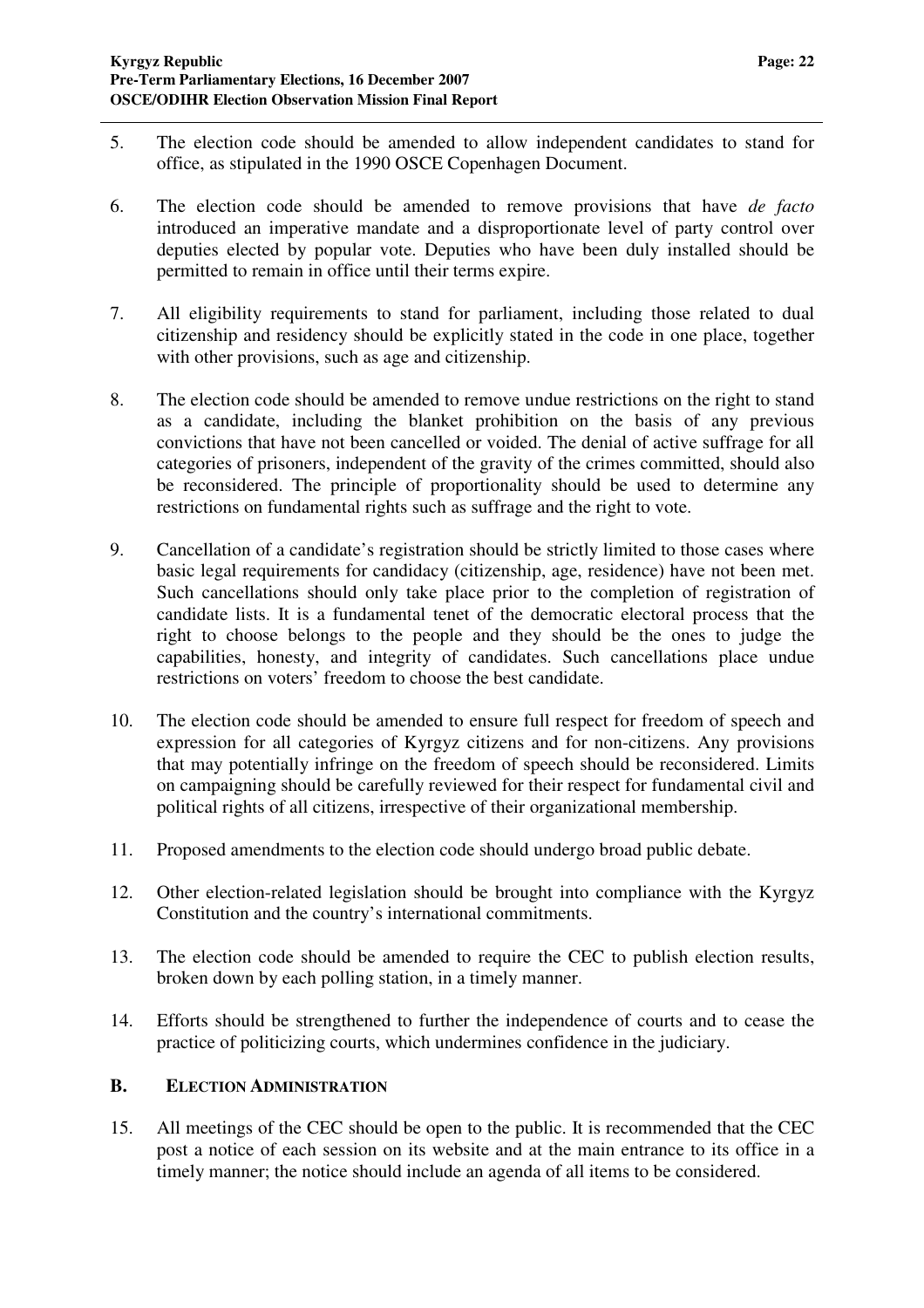5. The election code should be amended to allow independent candidates to stand for office, as stipulated in the 1990 OSCE Copenhagen Document.

6. The election code should be amended to remove provisions that have *de facto* introduced an imperative mandate and a disproportionate level of party control over deputies elected by popular vote. Deputies who have been duly installed should be permitted to remain in office until their terms expire.

7. All eligibility requirements to stand for parliament, including those related to dual citizenship and residency should be explicitly stated in the code in one place, together with other provisions, such as age and citizenship.

8. The election code should be amended to remove undue restrictions on the right to stand as a candidate, including the blanket prohibition on the basis of any previous convictions that have not been cancelled or voided. The denial of active suffrage for all categories of prisoners, independent of the gravity of the crimes committed, should also be reconsidered. The principle of proportionality should be used to determine any restrictions on fundamental rights such as suffrage and the right to vote.

9. Cancellation of a candidate's registration should be strictly limited to those cases where basic legal requirements for candidacy (citizenship, age, residence) have not been met. Such cancellations should only take place prior to the completion of registration of candidate lists. It is a fundamental tenet of the democratic electoral process that the right to choose belongs to the people and they should be the ones to judge the capabilities, honesty, and integrity of candidates. Such cancellations place undue restrictions on voters' freedom to choose the best candidate.

10. The election code should be amended to ensure full respect for freedom of speech and expression for all categories of Kyrgyz citizens and for non-citizens. Any provisions that may potentially infringe on the freedom of speech should be reconsidered. Limits on campaigning should be carefully reviewed for their respect for fundamental civil and political rights of all citizens, irrespective of their organizational membership.

11. Proposed amendments to the election code should undergo broad public debate.

12. Other election-related legislation should be brought into compliance with the Kyrgyz Constitution and the country's international commitments.

13. The election code should be amended to require the CEC to publish election results, broken down by each polling station, in a timely manner.

14. Efforts should be strengthened to further the independence of courts and to cease the practice of politicizing courts, which undermines confidence in the judiciary.

## B. ELECTION ADMINISTRATION

15. All meetings of the CEC should be open to the public. It is recommended that the CEC post a notice of each session on its website and at the main entrance to its office in a timely manner; the notice should include an agenda of all items to be considered.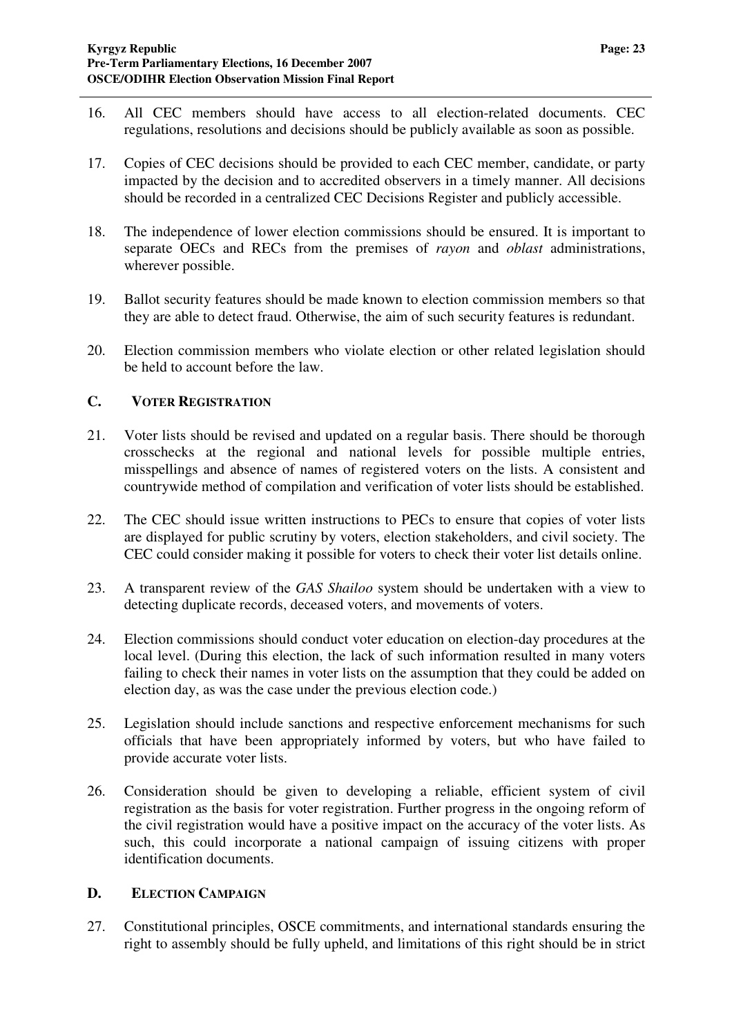16. All CEC members should have access to all election-related documents. CEC regulations, resolutions and decisions should be publicly available as soon as possible.

17. Copies of CEC decisions should be provided to each CEC member, candidate, or party impacted by the decision and to accredited observers in a timely manner. All decisions should be recorded in a centralized CEC Decisions Register and publicly accessible.

18. The independence of lower election commissions should be ensured. It is important to separate OECs and RECs from the premises of *rayon* and *oblast* administrations, wherever possible.

19. Ballot security features should be made known to election commission members so that they are able to detect fraud. Otherwise, the aim of such security features is redundant.

20. Election commission members who violate election or other related legislation should be held to account before the law.

## C. VOTER REGISTRATION

21. Voter lists should be revised and updated on a regular basis. There should be thorough crosschecks at the regional and national levels for possible multiple entries, misspellings and absence of names of registered voters on the lists. A consistent and countrywide method of compilation and verification of voter lists should be established.

22. The CEC should issue written instructions to PECs to ensure that copies of voter lists are displayed for public scrutiny by voters, election stakeholders, and civil society. The CEC could consider making it possible for voters to check their voter list details online.

23. A transparent review of the *GAS Shailoo* system should be undertaken with a view to detecting duplicate records, deceased voters, and movements of voters.

24. Election commissions should conduct voter education on election-day procedures at the local level. (During this election, the lack of such information resulted in many voters failing to check their names in voter lists on the assumption that they could be added on election day, as was the case under the previous election code.)

25. Legislation should include sanctions and respective enforcement mechanisms for such officials that have been appropriately informed by voters, but who have failed to provide accurate voter lists.

26. Consideration should be given to developing a reliable, efficient system of civil registration as the basis for voter registration. Further progress in the ongoing reform of the civil registration would have a positive impact on the accuracy of the voter lists. As such, this could incorporate a national campaign of issuing citizens with proper identification documents.

## D. ELECTION CAMPAIGN

27. Constitutional principles, OSCE commitments, and international standards ensuring the right to assembly should be fully upheld, and limitations of this right should be in strict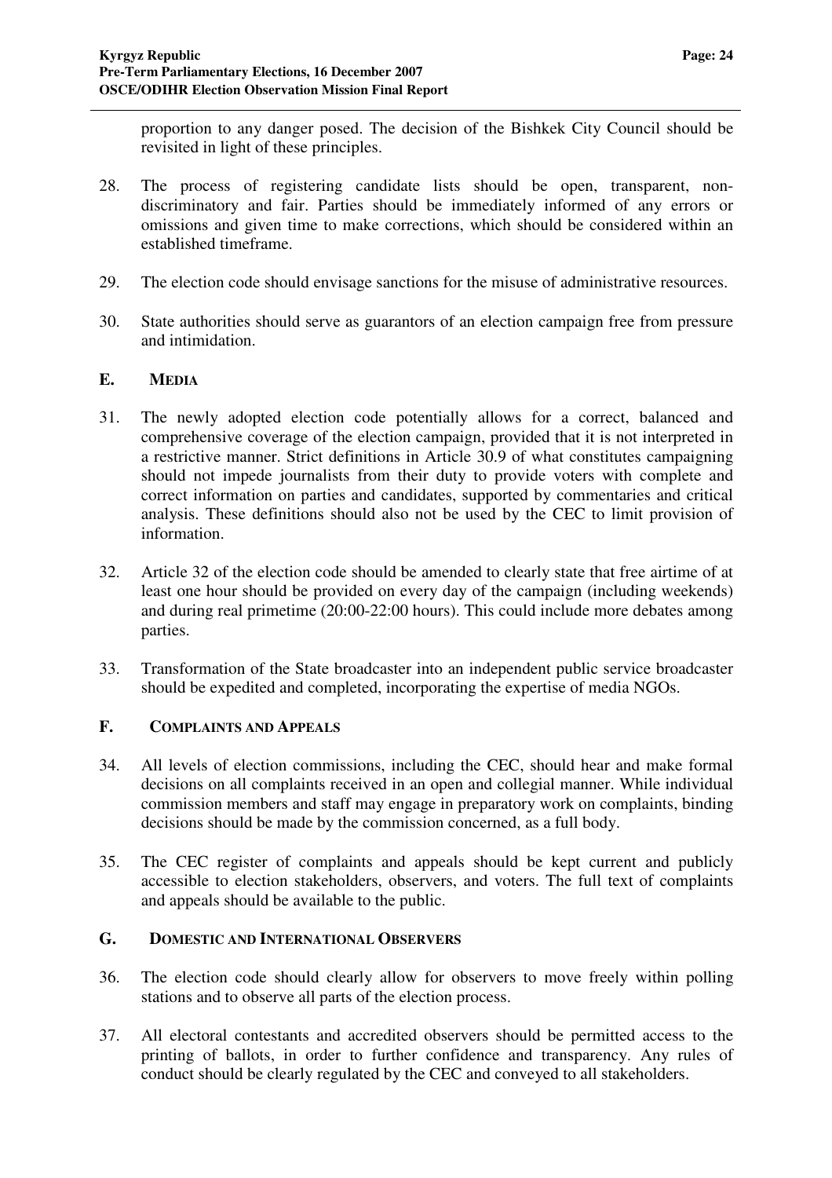proportion to any danger posed. The decision of the Bishkek City Council should be revisited in light of these principles.

28. The process of registering candidate lists should be open, transparent, non-discriminatory and fair. Parties should be immediately informed of any errors or omissions and given time to make corrections, which should be considered within an established timeframe.

29. The election code should envisage sanctions for the misuse of administrative resources.

30. State authorities should serve as guarantors of an election campaign free from pressure and intimidation.

### E. MEDIA

31. The newly adopted election code potentially allows for a correct, balanced and comprehensive coverage of the election campaign, provided that it is not interpreted in a restrictive manner. Strict definitions in Article 30.9 of what constitutes campaigning should not impede journalists from their duty to provide voters with complete and correct information on parties and candidates, supported by commentaries and critical analysis. These definitions should also not be used by the CEC to limit provision of information.

32. Article 32 of the election code should be amended to clearly state that free airtime of at least one hour should be provided on every day of the campaign (including weekends) and during real primetime (20:00-22:00 hours). This could include more debates among parties.

33. Transformation of the State broadcaster into an independent public service broadcaster should be expedited and completed, incorporating the expertise of media NGOs.

### F. COMPLAINTS AND APPEALS

34. All levels of election commissions, including the CEC, should hear and make formal decisions on all complaints received in an open and collegial manner. While individual commission members and staff may engage in preparatory work on complaints, binding decisions should be made by the commission concerned, as a full body.

35. The CEC register of complaints and appeals should be kept current and publicly accessible to election stakeholders, observers, and voters. The full text of complaints and appeals should be available to the public.

### G. DOMESTIC AND INTERNATIONAL OBSERVERS

36. The election code should clearly allow for observers to move freely within polling stations and to observe all parts of the election process.

37. All electoral contestants and accredited observers should be permitted access to the printing of ballots, in order to further confidence and transparency. Any rules of conduct should be clearly regulated by the CEC and conveyed to all stakeholders.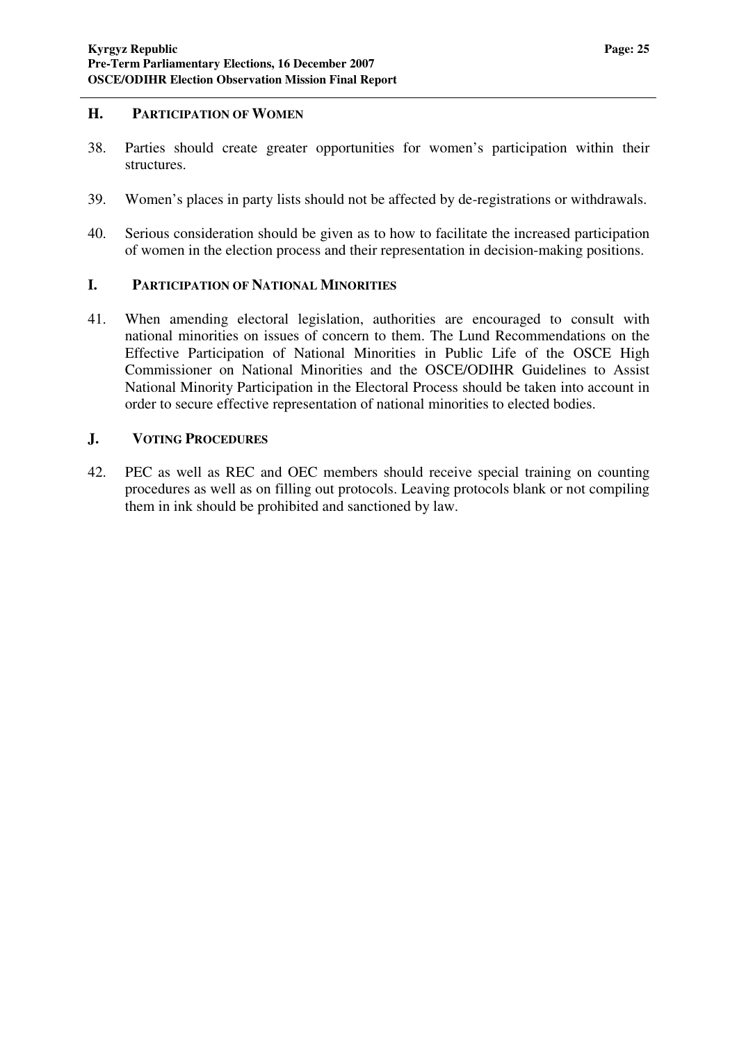### H. Participation of Women

38. Parties should create greater opportunities for women's participation within their structures.

39. Women's places in party lists should not be affected by de-registrations or withdrawals.

40. Serious consideration should be given as to how to facilitate the increased participation of women in the election process and their representation in decision-making positions.

### I. Participation of National Minorities

41. When amending electoral legislation, authorities are encouraged to consult with national minorities on issues of concern to them. The Lund Recommendations on the Effective Participation of National Minorities in Public Life of the OSCE High Commissioner on National Minorities and the OSCE/ODIHR Guidelines to Assist National Minority Participation in the Electoral Process should be taken into account in order to secure effective representation of national minorities to elected bodies.

### J. Voting Procedures

42. PEC as well as REC and OEC members should receive special training on counting procedures as well as on filling out protocols. Leaving protocols blank or not compiling them in ink should be prohibited and sanctioned by law.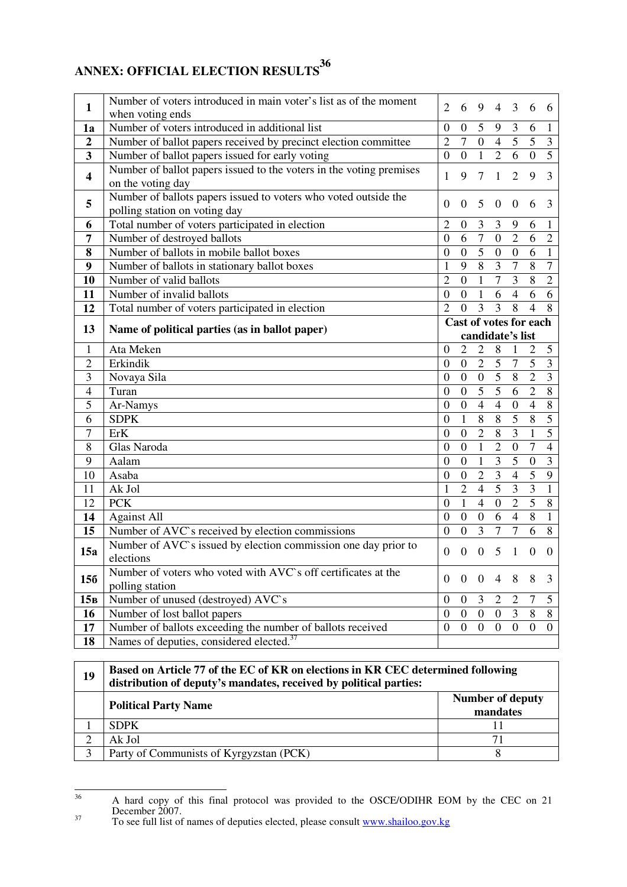# ANNEX: OFFICIAL ELECTION RESULTS[36]

| | | | | | | | | |
|---|---|---|---|---|---|---|---|---|
| **1** | Number of voters introduced in main voter's list as of the moment when voting ends | 2 | 6 | 9 | 4 | 3 | 6 | 6 |
| **1a** | Number of voters introduced in additional list | 0 | 0 | 5 | 9 | 3 | 6 | 1 |
| **2** | Number of ballot papers received by precinct election committee | 2 | 7 | 0 | 4 | 5 | 5 | 3 |
| **3** | Number of ballot papers issued for early voting | 0 | 0 | 1 | 2 | 6 | 0 | 5 |
| **4** | Number of ballot papers issued to the voters in the voting premises on the voting day | 1 | 9 | 7 | 1 | 2 | 9 | 3 |
| **5** | Number of ballots papers issued to voters who voted outside the polling station on voting day | 0 | 0 | 5 | 0 | 0 | 6 | 3 |
| **6** | Total number of voters participated in election | 2 | 0 | 3 | 3 | 9 | 6 | 1 |
| **7** | Number of destroyed ballots | 0 | 6 | 7 | 0 | 2 | 6 | 2 |
| **8** | Number of ballots in mobile ballot boxes | 0 | 0 | 5 | 0 | 0 | 6 | 1 |
| **9** | Number of ballots in stationary ballot boxes | 1 | 9 | 8 | 3 | 7 | 8 | 7 |
| **10** | Number of valid ballots | 2 | 0 | 1 | 7 | 3 | 8 | 2 |
| **11** | Number of invalid ballots | 0 | 0 | 1 | 6 | 4 | 6 | 6 |
| **12** | Total number of voters participated in election | 2 | 0 | 3 | 3 | 8 | 4 | 8 |
| **13** | **Name of political parties (as in ballot paper)** | **Cast of votes for each candidate's list** | | | | | | |
| 1 | Ata Meken | 0 | 2 | 2 | 8 | 1 | 2 | 5 |
| 2 | Erkindik | 0 | 0 | 2 | 5 | 7 | 5 | 3 |
| 3 | Novaya Sila | 0 | 0 | 0 | 5 | 8 | 2 | 3 |
| 4 | Turan | 0 | 0 | 5 | 5 | 6 | 2 | 8 |
| 5 | Ar-Namys | 0 | 0 | 4 | 4 | 0 | 4 | 8 |
| 6 | SDPK | 0 | 1 | 8 | 8 | 5 | 8 | 5 |
| 7 | ErK | 0 | 0 | 2 | 8 | 3 | 1 | 5 |
| 8 | Glas Naroda | 0 | 0 | 1 | 2 | 0 | 7 | 4 |
| 9 | Aalam | 0 | 0 | 1 | 3 | 5 | 0 | 3 |
| 10 | Asaba | 0 | 0 | 2 | 3 | 4 | 5 | 9 |
| 11 | Ak Jol | 1 | 2 | 4 | 5 | 3 | 3 | 1 |
| 12 | PCK | 0 | 1 | 4 | 0 | 2 | 5 | 8 |
| **14** | Against All | 0 | 0 | 0 | 6 | 4 | 8 | 1 |
| **15** | Number of AVC`s received by election commissions | 0 | 0 | 3 | 7 | 7 | 6 | 8 |
| **15a** | Number of AVC`s issued by election commission one day prior to elections | 0 | 0 | 0 | 5 | 1 | 0 | 0 |
| **15б** | Number of voters who voted with AVC`s off certificates at the polling station | 0 | 0 | 0 | 4 | 8 | 8 | 3 |
| **15в** | Number of unused (destroyed) AVC`s | 0 | 0 | 3 | 2 | 2 | 7 | 5 |
| **16** | Number of lost ballot papers | 0 | 0 | 0 | 0 | 3 | 8 | 8 |
| **17** | Number of ballots exceeding the number of ballots received | 0 | 0 | 0 | 0 | 0 | 0 | 0 |
| **18** | Names of deputies, considered elected.[37] | | | | | | | |

| | | |
|---|---|---|
| **19** | **Based on Article 77 of the EC of KR on elections in KR CEC determined following distribution of deputy's mandates, received by political parties:** | |
| | **Political Party Name** | **Number of deputy mandates** |
| 1 | SDPK | 11 |
| 2 | Ak Jol | 71 |
| 3 | Party of Communists of Kyrgyzstan (PCK) | 8 |

[36] A hard copy of this final protocol was provided to the OSCE/ODIHR EOM by the CEC on 21 December 2007.

[37] To see full list of names of deputies elected, please consult www.shailoo.gov.kg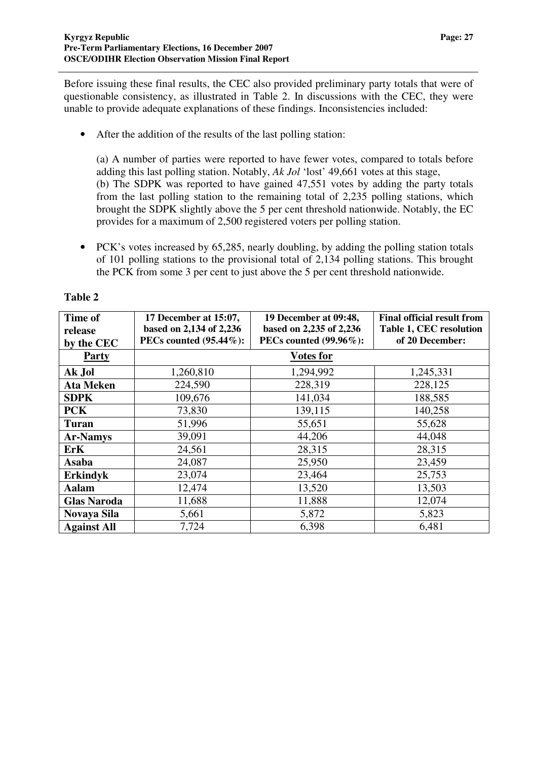Before issuing these final results, the CEC also provided preliminary party totals that were of questionable consistency, as illustrated in Table 2. In discussions with the CEC, they were unable to provide adequate explanations of these findings. Inconsistencies included:

- After the addition of the results of the last polling station:

  (a) A number of parties were reported to have fewer votes, compared to totals before adding this last polling station. Notably, *Ak Jol* 'lost' 49,661 votes at this stage,
  (b) The SDPK was reported to have gained 47,551 votes by adding the party totals from the last polling station to the remaining total of 2,235 polling stations, which brought the SDPK slightly above the 5 per cent threshold nationwide. Notably, the EC provides for a maximum of 2,500 registered voters per polling station.

- PCK's votes increased by 65,285, nearly doubling, by adding the polling station totals of 101 polling stations to the provisional total of 2,134 polling stations. This brought the PCK from some 3 per cent to just above the 5 per cent threshold nationwide.

**Table 2**

| **Time of release by the CEC** | **17 December at 15:07, based on 2,134 of 2,236 PECs counted (95.44%):** | **19 December at 09:48, based on 2,235 of 2,236 PECs counted (99.96%):** | **Final official result from Table 1, CEC resolution of 20 December:** |
|---|---|---|---|
| **Party** | **Votes for** | | |
| **Ak Jol** | 1,260,810 | 1,294,992 | 1,245,331 |
| **Ata Meken** | 224,590 | 228,319 | 228,125 |
| **SDPK** | 109,676 | 141,034 | 188,585 |
| **PCK** | 73,830 | 139,115 | 140,258 |
| **Turan** | 51,996 | 55,651 | 55,628 |
| **Ar-Namys** | 39,091 | 44,206 | 44,048 |
| **ErK** | 24,561 | 28,315 | 28,315 |
| **Asaba** | 24,087 | 25,950 | 23,459 |
| **Erkindyk** | 23,074 | 23,464 | 25,753 |
| **Aalam** | 12,474 | 13,520 | 13,503 |
| **Glas Naroda** | 11,688 | 11,888 | 12,074 |
| **Novaya Sila** | 5,661 | 5,872 | 5,823 |
| **Against All** | 7,724 | 6,398 | 6,481 |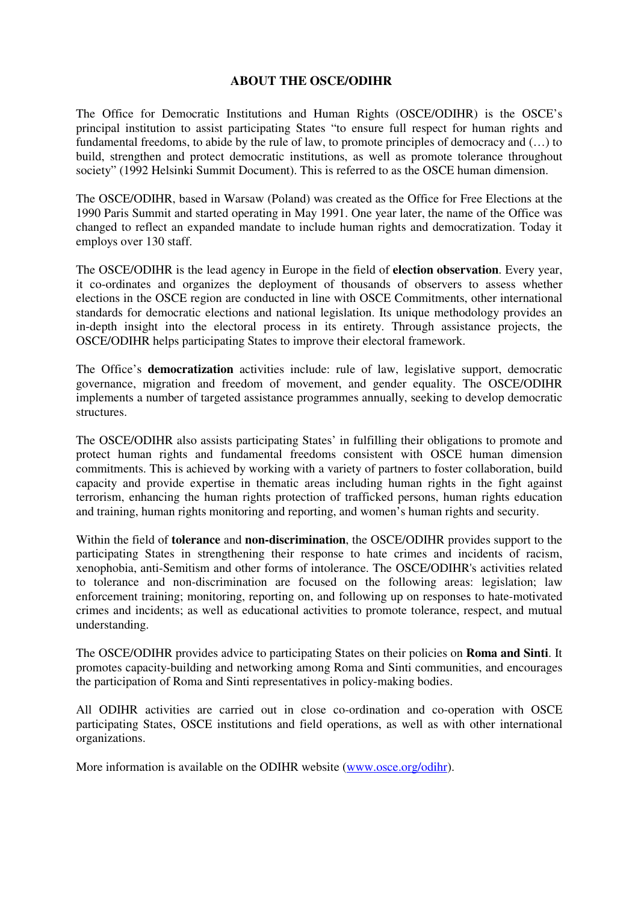## ABOUT THE OSCE/ODIHR

The Office for Democratic Institutions and Human Rights (OSCE/ODIHR) is the OSCE's principal institution to assist participating States "to ensure full respect for human rights and fundamental freedoms, to abide by the rule of law, to promote principles of democracy and (…) to build, strengthen and protect democratic institutions, as well as promote tolerance throughout society" (1992 Helsinki Summit Document). This is referred to as the OSCE human dimension.

The OSCE/ODIHR, based in Warsaw (Poland) was created as the Office for Free Elections at the 1990 Paris Summit and started operating in May 1991. One year later, the name of the Office was changed to reflect an expanded mandate to include human rights and democratization. Today it employs over 130 staff.

The OSCE/ODIHR is the lead agency in Europe in the field of **election observation**. Every year, it co-ordinates and organizes the deployment of thousands of observers to assess whether elections in the OSCE region are conducted in line with OSCE Commitments, other international standards for democratic elections and national legislation. Its unique methodology provides an in-depth insight into the electoral process in its entirety. Through assistance projects, the OSCE/ODIHR helps participating States to improve their electoral framework.

The Office's **democratization** activities include: rule of law, legislative support, democratic governance, migration and freedom of movement, and gender equality. The OSCE/ODIHR implements a number of targeted assistance programmes annually, seeking to develop democratic structures.

The OSCE/ODIHR also assists participating States' in fulfilling their obligations to promote and protect human rights and fundamental freedoms consistent with OSCE human dimension commitments. This is achieved by working with a variety of partners to foster collaboration, build capacity and provide expertise in thematic areas including human rights in the fight against terrorism, enhancing the human rights protection of trafficked persons, human rights education and training, human rights monitoring and reporting, and women's human rights and security.

Within the field of **tolerance** and **non-discrimination**, the OSCE/ODIHR provides support to the participating States in strengthening their response to hate crimes and incidents of racism, xenophobia, anti-Semitism and other forms of intolerance. The OSCE/ODIHR's activities related to tolerance and non-discrimination are focused on the following areas: legislation; law enforcement training; monitoring, reporting on, and following up on responses to hate-motivated crimes and incidents; as well as educational activities to promote tolerance, respect, and mutual understanding.

The OSCE/ODIHR provides advice to participating States on their policies on **Roma and Sinti**. It promotes capacity-building and networking among Roma and Sinti communities, and encourages the participation of Roma and Sinti representatives in policy-making bodies.

All ODIHR activities are carried out in close co-ordination and co-operation with OSCE participating States, OSCE institutions and field operations, as well as with other international organizations.

More information is available on the ODIHR website ([www.osce.org/odihr](http://www.osce.org/odihr)).